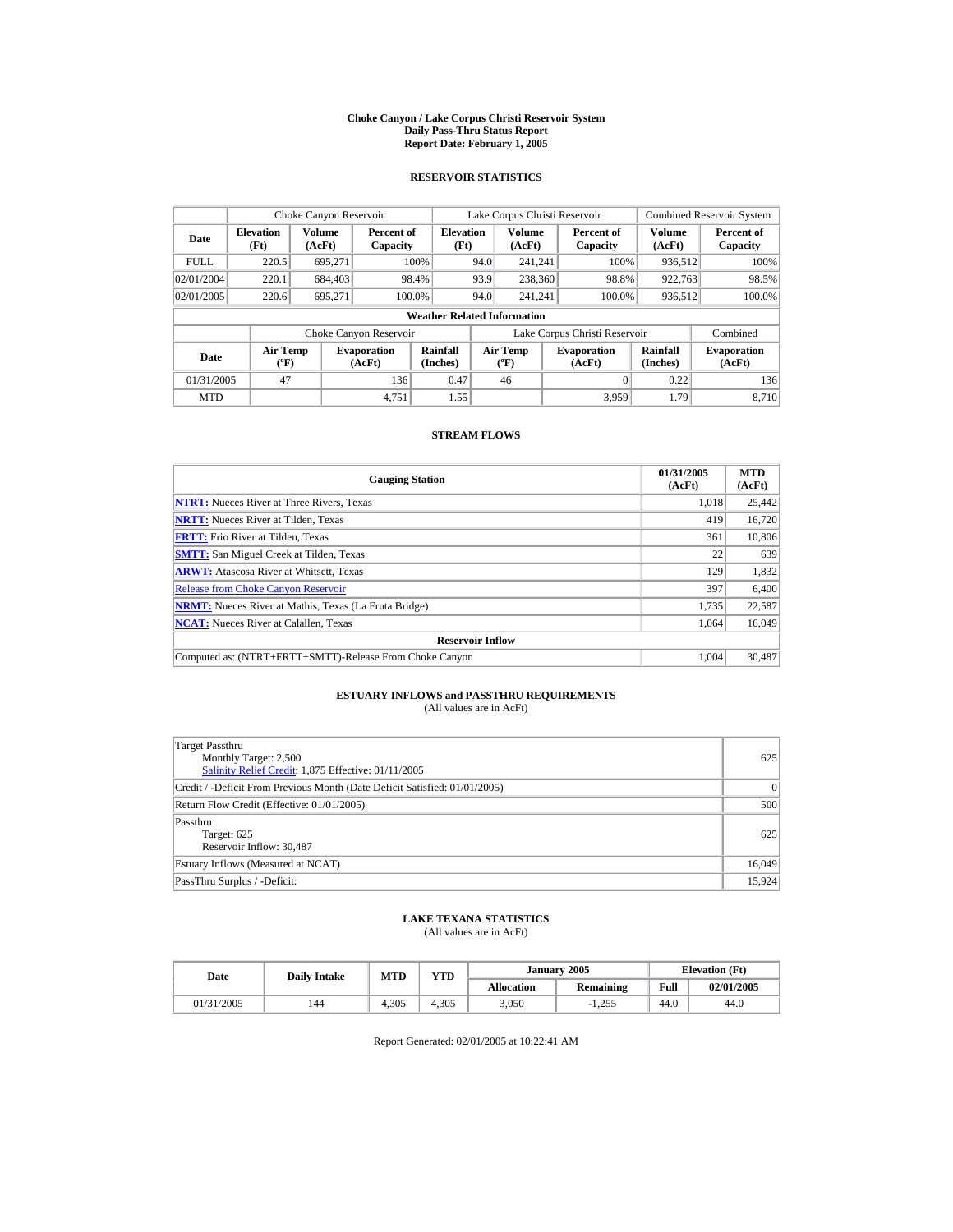# Choke Canyon / Lake Corpus Christi Reservoir System
## Daily Pass-Thru Status Report
### Report Date: February 1, 2005

## RESERVOIR STATISTICS

| | Choke Canyon Reservoir | | | Lake Corpus Christi Reservoir | | | Combined Reservoir System | |
|---|---|---|---|---|---|---|---|---|
| Date | Elevation (Ft) | Volume (AcFt) | Percent of Capacity | Elevation (Ft) | Volume (AcFt) | Percent of Capacity | Volume (AcFt) | Percent of Capacity |
| FULL | 220.5 | 695,271 | 100% | 94.0 | 241,241 | 100% | 936,512 | 100% |
| 02/01/2004 | 220.1 | 684,403 | 98.4% | 93.9 | 238,360 | 98.8% | 922,763 | 98.5% |
| 02/01/2005 | 220.6 | 695,271 | 100.0% | 94.0 | 241,241 | 100.0% | 936,512 | 100.0% |

**Weather Related Information**

| | Choke Canyon Reservoir | | | Lake Corpus Christi Reservoir | | | Combined |
|---|---|---|---|---|---|---|---|
| Date | Air Temp (ºF) | Evaporation (AcFt) | Rainfall (Inches) | Air Temp (ºF) | Evaporation (AcFt) | Rainfall (Inches) | Evaporation (AcFt) |
| 01/31/2005 | 47 | 136 | 0.47 | 46 | 0 | 0.22 | 136 |
| MTD | | 4,751 | 1.55 | | 3,959 | 1.79 | 8,710 |

## STREAM FLOWS

| Gauging Station | 01/31/2005 (AcFt) | MTD (AcFt) |
|---|---|---|
| **NTRT:** Nueces River at Three Rivers, Texas | 1,018 | 25,442 |
| **NRTT:** Nueces River at Tilden, Texas | 419 | 16,720 |
| **FRTT:** Frio River at Tilden, Texas | 361 | 10,806 |
| **SMTT:** San Miguel Creek at Tilden, Texas | 22 | 639 |
| **ARWT:** Atascosa River at Whitsett, Texas | 129 | 1,832 |
| Release from Choke Canyon Reservoir | 397 | 6,400 |
| **NRMT:** Nueces River at Mathis, Texas (La Fruta Bridge) | 1,735 | 22,587 |
| **NCAT:** Nueces River at Calallen, Texas | 1,064 | 16,049 |
| **Reservoir Inflow** | | |
| Computed as: (NTRT+FRTT+SMTT)-Release From Choke Canyon | 1,004 | 30,487 |

## ESTUARY INFLOWS and PASSTHRU REQUIREMENTS
(All values are in AcFt)

| | |
|---|---|
| Target Passthru<br>Monthly Target: 2,500<br>Salinity Relief Credit: 1,875 Effective: 01/11/2005 | 625 |
| Credit / -Deficit From Previous Month (Date Deficit Satisfied: 01/01/2005) | 0 |
| Return Flow Credit (Effective: 01/01/2005) | 500 |
| Passthru<br>Target: 625<br>Reservoir Inflow: 30,487 | 625 |
| Estuary Inflows (Measured at NCAT) | 16,049 |
| PassThru Surplus / -Deficit: | 15,924 |

## LAKE TEXANA STATISTICS
(All values are in AcFt)

| Date | Daily Intake | MTD | YTD | January 2005 | | Elevation (Ft) | |
|---|---|---|---|---|---|---|---|
| | | | | Allocation | Remaining | Full | 02/01/2005 |
| 01/31/2005 | 144 | 4,305 | 4,305 | 3,050 | -1,255 | 44.0 | 44.0 |

Report Generated: 02/01/2005 at 10:22:41 AM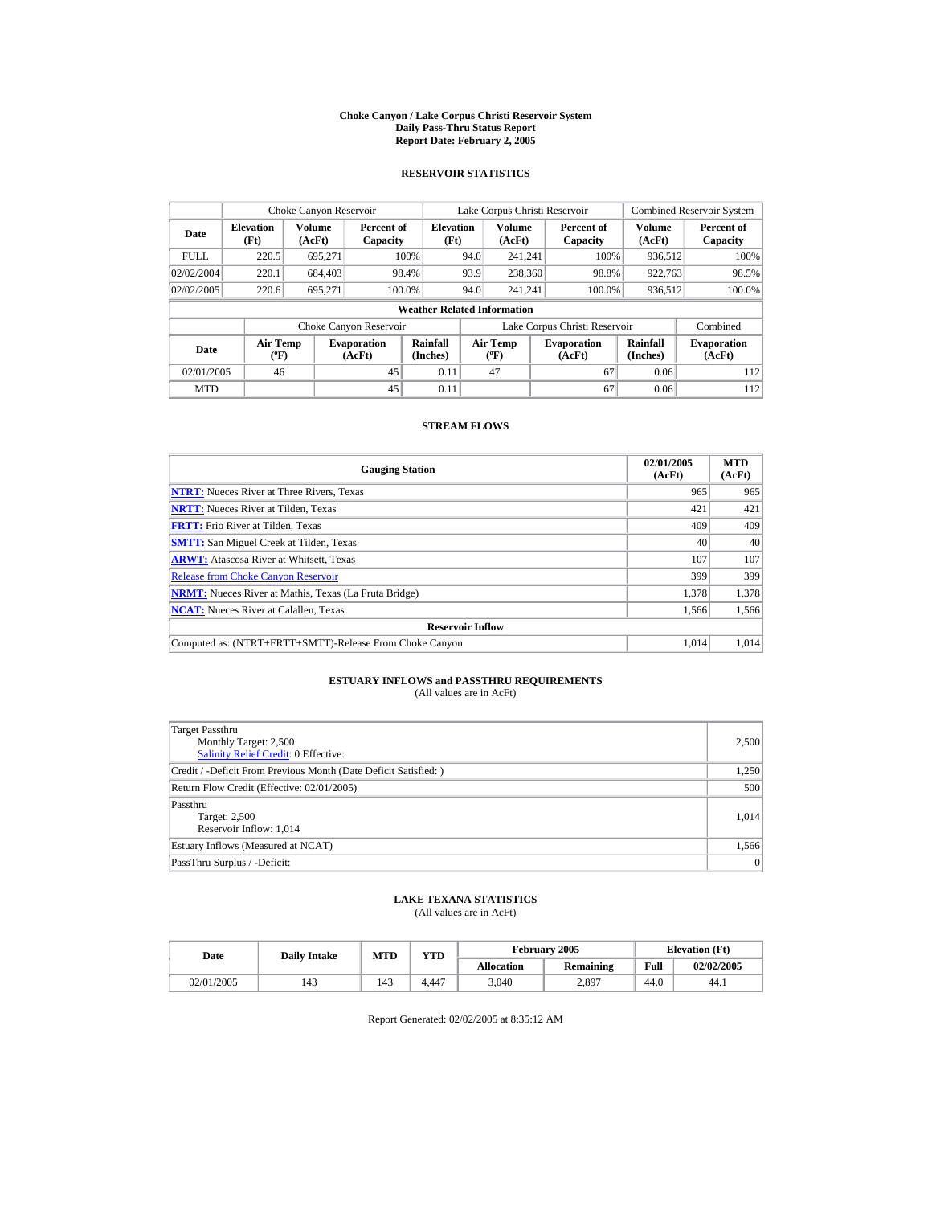# Choke Canyon / Lake Corpus Christi Reservoir System
## Daily Pass-Thru Status Report
## Report Date: February 2, 2005

### RESERVOIR STATISTICS

| Date | Choke Canyon Reservoir | | | Lake Corpus Christi Reservoir | | | Combined Reservoir System | |
|---|---|---|---|---|---|---|---|---|
| | Elevation (Ft) | Volume (AcFt) | Percent of Capacity | Elevation (Ft) | Volume (AcFt) | Percent of Capacity | Volume (AcFt) | Percent of Capacity |
| FULL | 220.5 | 695,271 | 100% | 94.0 | 241,241 | 100% | 936,512 | 100% |
| 02/02/2004 | 220.1 | 684,403 | 98.4% | 93.9 | 238,360 | 98.8% | 922,763 | 98.5% |
| 02/02/2005 | 220.6 | 695,271 | 100.0% | 94.0 | 241,241 | 100.0% | 936,512 | 100.0% |

**Weather Related Information**

| Date | Choke Canyon Reservoir | | | Lake Corpus Christi Reservoir | | | Combined |
|---|---|---|---|---|---|---|---|
| | Air Temp (ºF) | Evaporation (AcFt) | Rainfall (Inches) | Air Temp (ºF) | Evaporation (AcFt) | Rainfall (Inches) | Evaporation (AcFt) |
| 02/01/2005 | 46 | 45 | 0.11 | 47 | 67 | 0.06 | 112 |
| MTD | | 45 | 0.11 | | 67 | 0.06 | 112 |

### STREAM FLOWS

| Gauging Station | 02/01/2005 (AcFt) | MTD (AcFt) |
|---|---|---|
| NTRT: Nueces River at Three Rivers, Texas | 965 | 965 |
| NRTT: Nueces River at Tilden, Texas | 421 | 421 |
| FRTT: Frio River at Tilden, Texas | 409 | 409 |
| SMTT: San Miguel Creek at Tilden, Texas | 40 | 40 |
| ARWT: Atascosa River at Whitsett, Texas | 107 | 107 |
| Release from Choke Canyon Reservoir | 399 | 399 |
| NRMT: Nueces River at Mathis, Texas (La Fruta Bridge) | 1,378 | 1,378 |
| NCAT: Nueces River at Calallen, Texas | 1,566 | 1,566 |
| **Reservoir Inflow** | | |
| Computed as: (NTRT+FRTT+SMTT)-Release From Choke Canyon | 1,014 | 1,014 |

### ESTUARY INFLOWS and PASSTHRU REQUIREMENTS
(All values are in AcFt)

| | |
|---|---|
| Target Passthru<br>Monthly Target: 2,500<br>Salinity Relief Credit: 0 Effective: | 2,500 |
| Credit / -Deficit From Previous Month (Date Deficit Satisfied: ) | 1,250 |
| Return Flow Credit (Effective: 02/01/2005) | 500 |
| Passthru<br>Target: 2,500<br>Reservoir Inflow: 1,014 | 1,014 |
| Estuary Inflows (Measured at NCAT) | 1,566 |
| PassThru Surplus / -Deficit: | 0 |

### LAKE TEXANA STATISTICS
(All values are in AcFt)

| Date | Daily Intake | MTD | YTD | February 2005 | | Elevation (Ft) | |
|---|---|---|---|---|---|---|---|
| | | | | Allocation | Remaining | Full | 02/02/2005 |
| 02/01/2005 | 143 | 143 | 4,447 | 3,040 | 2,897 | 44.0 | 44.1 |

Report Generated: 02/02/2005 at 8:35:12 AM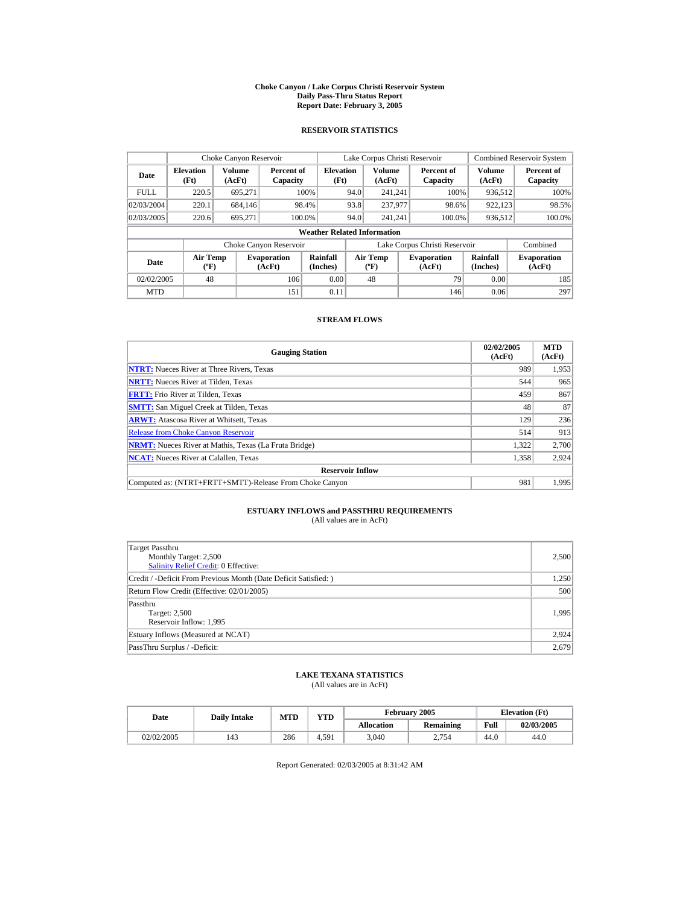# Choke Canyon / Lake Corpus Christi Reservoir System
## Daily Pass-Thru Status Report
### Report Date: February 3, 2005

## RESERVOIR STATISTICS

| Date | Choke Canyon Reservoir | | | Lake Corpus Christi Reservoir | | | Combined Reservoir System | |
|---|---|---|---|---|---|---|---|---|
| | Elevation (Ft) | Volume (AcFt) | Percent of Capacity | Elevation (Ft) | Volume (AcFt) | Percent of Capacity | Volume (AcFt) | Percent of Capacity |
| FULL | 220.5 | 695,271 | 100% | 94.0 | 241,241 | 100% | 936,512 | 100% |
| 02/03/2004 | 220.1 | 684,146 | 98.4% | 93.8 | 237,977 | 98.6% | 922,123 | 98.5% |
| 02/03/2005 | 220.6 | 695,271 | 100.0% | 94.0 | 241,241 | 100.0% | 936,512 | 100.0% |

**Weather Related Information**

| Date | Choke Canyon Reservoir | | | Lake Corpus Christi Reservoir | | | Combined |
|---|---|---|---|---|---|---|---|
| | Air Temp (ºF) | Evaporation (AcFt) | Rainfall (Inches) | Air Temp (ºF) | Evaporation (AcFt) | Rainfall (Inches) | Evaporation (AcFt) |
| 02/02/2005 | 48 | 106 | 0.00 | 48 | 79 | 0.00 | 185 |
| MTD | | 151 | 0.11 | | 146 | 0.06 | 297 |

## STREAM FLOWS

| Gauging Station | 02/02/2005 (AcFt) | MTD (AcFt) |
|---|---|---|
| NTRT: Nueces River at Three Rivers, Texas | 989 | 1,953 |
| NRTT: Nueces River at Tilden, Texas | 544 | 965 |
| FRTT: Frio River at Tilden, Texas | 459 | 867 |
| SMTT: San Miguel Creek at Tilden, Texas | 48 | 87 |
| ARWT: Atascosa River at Whitsett, Texas | 129 | 236 |
| Release from Choke Canyon Reservoir | 514 | 913 |
| NRMT: Nueces River at Mathis, Texas (La Fruta Bridge) | 1,322 | 2,700 |
| NCAT: Nueces River at Calallen, Texas | 1,358 | 2,924 |
| **Reservoir Inflow** | | |
| Computed as: (NTRT+FRTT+SMTT)-Release From Choke Canyon | 981 | 1,995 |

## ESTUARY INFLOWS and PASSTHRU REQUIREMENTS
(All values are in AcFt)

| | |
|---|---|
| Target Passthru<br>Monthly Target: 2,500<br>Salinity Relief Credit: 0 Effective: | 2,500 |
| Credit / -Deficit From Previous Month (Date Deficit Satisfied: ) | 1,250 |
| Return Flow Credit (Effective: 02/01/2005) | 500 |
| Passthru<br>Target: 2,500<br>Reservoir Inflow: 1,995 | 1,995 |
| Estuary Inflows (Measured at NCAT) | 2,924 |
| PassThru Surplus / -Deficit: | 2,679 |

## LAKE TEXANA STATISTICS
(All values are in AcFt)

| Date | Daily Intake | MTD | YTD | February 2005 | | Elevation (Ft) | |
|---|---|---|---|---|---|---|---|
| | | | | Allocation | Remaining | Full | 02/03/2005 |
| 02/02/2005 | 143 | 286 | 4,591 | 3,040 | 2,754 | 44.0 | 44.0 |

Report Generated: 02/03/2005 at 8:31:42 AM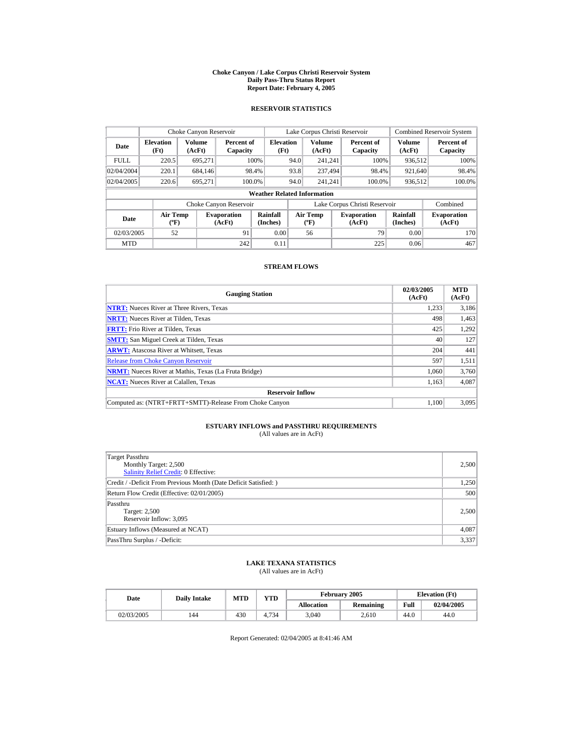# Choke Canyon / Lake Corpus Christi Reservoir System
## Daily Pass-Thru Status Report
### Report Date: February 4, 2005

## RESERVOIR STATISTICS

| Date | Choke Canyon Reservoir | | | Lake Corpus Christi Reservoir | | | Combined Reservoir System | |
|---|---|---|---|---|---|---|---|---|
| | Elevation (Ft) | Volume (AcFt) | Percent of Capacity | Elevation (Ft) | Volume (AcFt) | Percent of Capacity | Volume (AcFt) | Percent of Capacity |
| FULL | 220.5 | 695,271 | 100% | 94.0 | 241,241 | 100% | 936,512 | 100% |
| 02/04/2004 | 220.1 | 684,146 | 98.4% | 93.8 | 237,494 | 98.4% | 921,640 | 98.4% |
| 02/04/2005 | 220.6 | 695,271 | 100.0% | 94.0 | 241,241 | 100.0% | 936,512 | 100.0% |

**Weather Related Information**

| Date | Choke Canyon Reservoir | | | Lake Corpus Christi Reservoir | | | Combined |
|---|---|---|---|---|---|---|---|
| | Air Temp (ºF) | Evaporation (AcFt) | Rainfall (Inches) | Air Temp (ºF) | Evaporation (AcFt) | Rainfall (Inches) | Evaporation (AcFt) |
| 02/03/2005 | 52 | 91 | 0.00 | 56 | 79 | 0.00 | 170 |
| MTD | | 242 | 0.11 | | 225 | 0.06 | 467 |

## STREAM FLOWS

| Gauging Station | 02/03/2005 (AcFt) | MTD (AcFt) |
|---|---|---|
| **NTRT:** Nueces River at Three Rivers, Texas | 1,233 | 3,186 |
| **NRTT:** Nueces River at Tilden, Texas | 498 | 1,463 |
| **FRTT:** Frio River at Tilden, Texas | 425 | 1,292 |
| **SMTT:** San Miguel Creek at Tilden, Texas | 40 | 127 |
| **ARWT:** Atascosa River at Whitsett, Texas | 204 | 441 |
| Release from Choke Canyon Reservoir | 597 | 1,511 |
| **NRMT:** Nueces River at Mathis, Texas (La Fruta Bridge) | 1,060 | 3,760 |
| **NCAT:** Nueces River at Calallen, Texas | 1,163 | 4,087 |
| **Reservoir Inflow** | | |
| Computed as: (NTRT+FRTT+SMTT)-Release From Choke Canyon | 1,100 | 3,095 |

## ESTUARY INFLOWS and PASSTHRU REQUIREMENTS
(All values are in AcFt)

| | |
|---|---|
| Target Passthru<br>Monthly Target: 2,500<br>Salinity Relief Credit: 0 Effective: | 2,500 |
| Credit / -Deficit From Previous Month (Date Deficit Satisfied: ) | 1,250 |
| Return Flow Credit (Effective: 02/01/2005) | 500 |
| Passthru<br>Target: 2,500<br>Reservoir Inflow: 3,095 | 2,500 |
| Estuary Inflows (Measured at NCAT) | 4,087 |
| PassThru Surplus / -Deficit: | 3,337 |

## LAKE TEXANA STATISTICS
(All values are in AcFt)

| Date | Daily Intake | MTD | YTD | February 2005 | | Elevation (Ft) | |
|---|---|---|---|---|---|---|---|
| | | | | Allocation | Remaining | Full | 02/04/2005 |
| 02/03/2005 | 144 | 430 | 4,734 | 3,040 | 2,610 | 44.0 | 44.0 |

Report Generated: 02/04/2005 at 8:41:46 AM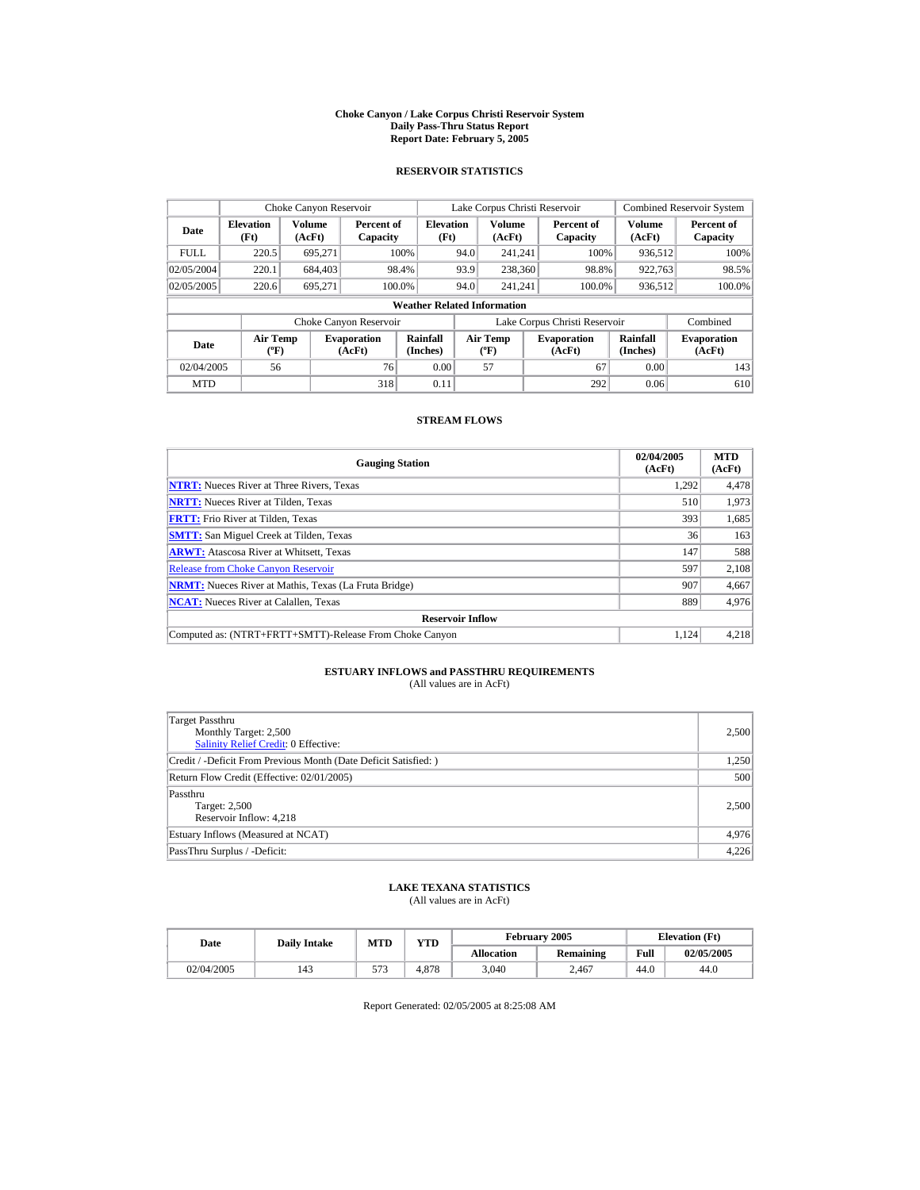# Choke Canyon / Lake Corpus Christi Reservoir System
## Daily Pass-Thru Status Report
### Report Date: February 5, 2005

## RESERVOIR STATISTICS

| | Choke Canyon Reservoir | | | Lake Corpus Christi Reservoir | | | Combined Reservoir System | |
|---|---|---|---|---|---|---|---|---|
| Date | Elevation (Ft) | Volume (AcFt) | Percent of Capacity | Elevation (Ft) | Volume (AcFt) | Percent of Capacity | Volume (AcFt) | Percent of Capacity |
| FULL | 220.5 | 695,271 | 100% | 94.0 | 241,241 | 100% | 936,512 | 100% |
| 02/05/2004 | 220.1 | 684,403 | 98.4% | 93.9 | 238,360 | 98.8% | 922,763 | 98.5% |
| 02/05/2005 | 220.6 | 695,271 | 100.0% | 94.0 | 241,241 | 100.0% | 936,512 | 100.0% |

**Weather Related Information**

| | Choke Canyon Reservoir | | | Lake Corpus Christi Reservoir | | | Combined |
|---|---|---|---|---|---|---|---|
| Date | Air Temp (ºF) | Evaporation (AcFt) | Rainfall (Inches) | Air Temp (ºF) | Evaporation (AcFt) | Rainfall (Inches) | Evaporation (AcFt) |
| 02/04/2005 | 56 | 76 | 0.00 | 57 | 67 | 0.00 | 143 |
| MTD | | 318 | 0.11 | | 292 | 0.06 | 610 |

## STREAM FLOWS

| Gauging Station | 02/04/2005 (AcFt) | MTD (AcFt) |
|---|---|---|
| NTRT: Nueces River at Three Rivers, Texas | 1,292 | 4,478 |
| NRTT: Nueces River at Tilden, Texas | 510 | 1,973 |
| FRTT: Frio River at Tilden, Texas | 393 | 1,685 |
| SMTT: San Miguel Creek at Tilden, Texas | 36 | 163 |
| ARWT: Atascosa River at Whitsett, Texas | 147 | 588 |
| Release from Choke Canyon Reservoir | 597 | 2,108 |
| NRMT: Nueces River at Mathis, Texas (La Fruta Bridge) | 907 | 4,667 |
| NCAT: Nueces River at Calallen, Texas | 889 | 4,976 |
| **Reservoir Inflow** | | |
| Computed as: (NTRT+FRTT+SMTT)-Release From Choke Canyon | 1,124 | 4,218 |

## ESTUARY INFLOWS and PASSTHRU REQUIREMENTS
(All values are in AcFt)

| | |
|---|---|
| Target Passthru<br>Monthly Target: 2,500<br>Salinity Relief Credit: 0 Effective: | 2,500 |
| Credit / -Deficit From Previous Month (Date Deficit Satisfied: ) | 1,250 |
| Return Flow Credit (Effective: 02/01/2005) | 500 |
| Passthru<br>Target: 2,500<br>Reservoir Inflow: 4,218 | 2,500 |
| Estuary Inflows (Measured at NCAT) | 4,976 |
| PassThru Surplus / -Deficit: | 4,226 |

## LAKE TEXANA STATISTICS
(All values are in AcFt)

| Date | Daily Intake | MTD | YTD | February 2005 | | Elevation (Ft) | |
|---|---|---|---|---|---|---|---|
| | | | | Allocation | Remaining | Full | 02/05/2005 |
| 02/04/2005 | 143 | 573 | 4,878 | 3,040 | 2,467 | 44.0 | 44.0 |

Report Generated: 02/05/2005 at 8:25:08 AM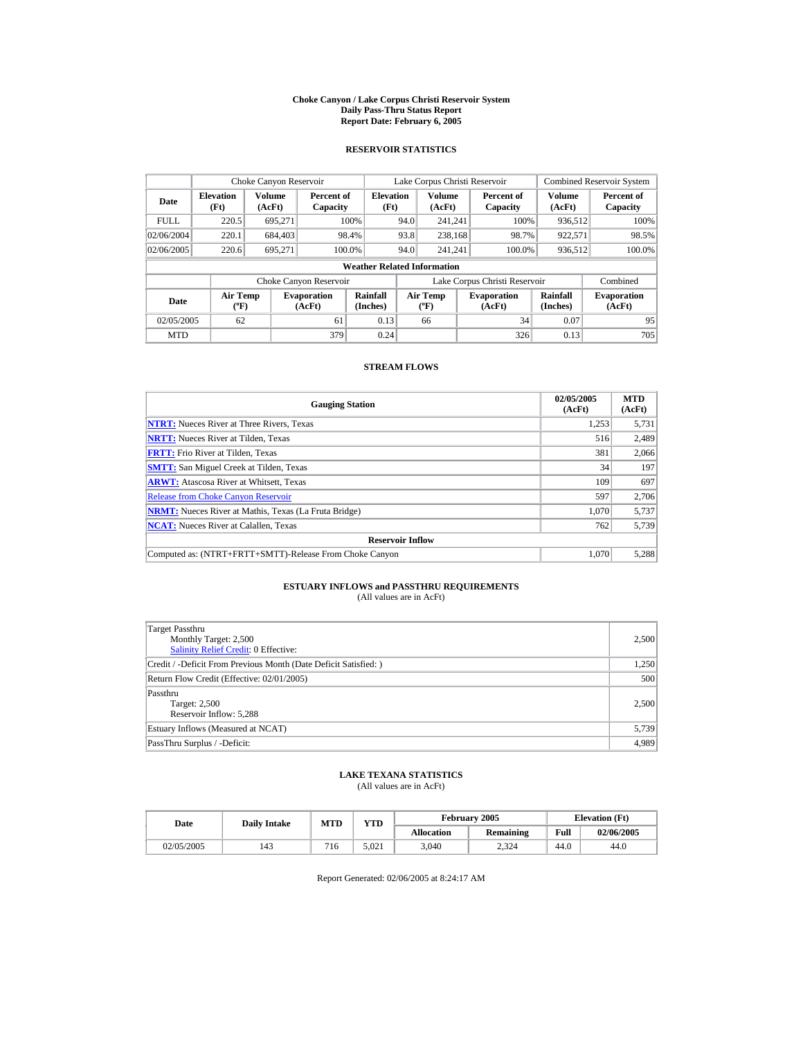# Choke Canyon / Lake Corpus Christi Reservoir System
## Daily Pass-Thru Status Report
## Report Date: February 6, 2005

### RESERVOIR STATISTICS

| Date | Choke Canyon Reservoir | | | Lake Corpus Christi Reservoir | | | Combined Reservoir System | |
|---|---|---|---|---|---|---|---|---|
| | Elevation (Ft) | Volume (AcFt) | Percent of Capacity | Elevation (Ft) | Volume (AcFt) | Percent of Capacity | Volume (AcFt) | Percent of Capacity |
| FULL | 220.5 | 695,271 | 100% | 94.0 | 241,241 | 100% | 936,512 | 100% |
| 02/06/2004 | 220.1 | 684,403 | 98.4% | 93.8 | 238,168 | 98.7% | 922,571 | 98.5% |
| 02/06/2005 | 220.6 | 695,271 | 100.0% | 94.0 | 241,241 | 100.0% | 936,512 | 100.0% |

**Weather Related Information**

| Date | Choke Canyon Reservoir | | | Lake Corpus Christi Reservoir | | | Combined |
|---|---|---|---|---|---|---|---|
| | Air Temp (ºF) | Evaporation (AcFt) | Rainfall (Inches) | Air Temp (ºF) | Evaporation (AcFt) | Rainfall (Inches) | Evaporation (AcFt) |
| 02/05/2005 | 62 | 61 | 0.13 | 66 | 34 | 0.07 | 95 |
| MTD | | 379 | 0.24 | | 326 | 0.13 | 705 |

### STREAM FLOWS

| Gauging Station | 02/05/2005 (AcFt) | MTD (AcFt) |
|---|---|---|
| NTRT: Nueces River at Three Rivers, Texas | 1,253 | 5,731 |
| NRTT: Nueces River at Tilden, Texas | 516 | 2,489 |
| FRTT: Frio River at Tilden, Texas | 381 | 2,066 |
| SMTT: San Miguel Creek at Tilden, Texas | 34 | 197 |
| ARWT: Atascosa River at Whitsett, Texas | 109 | 697 |
| Release from Choke Canyon Reservoir | 597 | 2,706 |
| NRMT: Nueces River at Mathis, Texas (La Fruta Bridge) | 1,070 | 5,737 |
| NCAT: Nueces River at Calallen, Texas | 762 | 5,739 |
| **Reservoir Inflow** | | |
| Computed as: (NTRT+FRTT+SMTT)-Release From Choke Canyon | 1,070 | 5,288 |

### ESTUARY INFLOWS and PASSTHRU REQUIREMENTS
(All values are in AcFt)

| | |
|---|---|
| Target Passthru<br>Monthly Target: 2,500<br>Salinity Relief Credit: 0 Effective: | 2,500 |
| Credit / -Deficit From Previous Month (Date Deficit Satisfied: ) | 1,250 |
| Return Flow Credit (Effective: 02/01/2005) | 500 |
| Passthru<br>Target: 2,500<br>Reservoir Inflow: 5,288 | 2,500 |
| Estuary Inflows (Measured at NCAT) | 5,739 |
| PassThru Surplus / -Deficit: | 4,989 |

### LAKE TEXANA STATISTICS
(All values are in AcFt)

| Date | Daily Intake | MTD | YTD | February 2005 | | Elevation (Ft) | |
|---|---|---|---|---|---|---|---|
| | | | | Allocation | Remaining | Full | 02/06/2005 |
| 02/05/2005 | 143 | 716 | 5,021 | 3,040 | 2,324 | 44.0 | 44.0 |

Report Generated: 02/06/2005 at 8:24:17 AM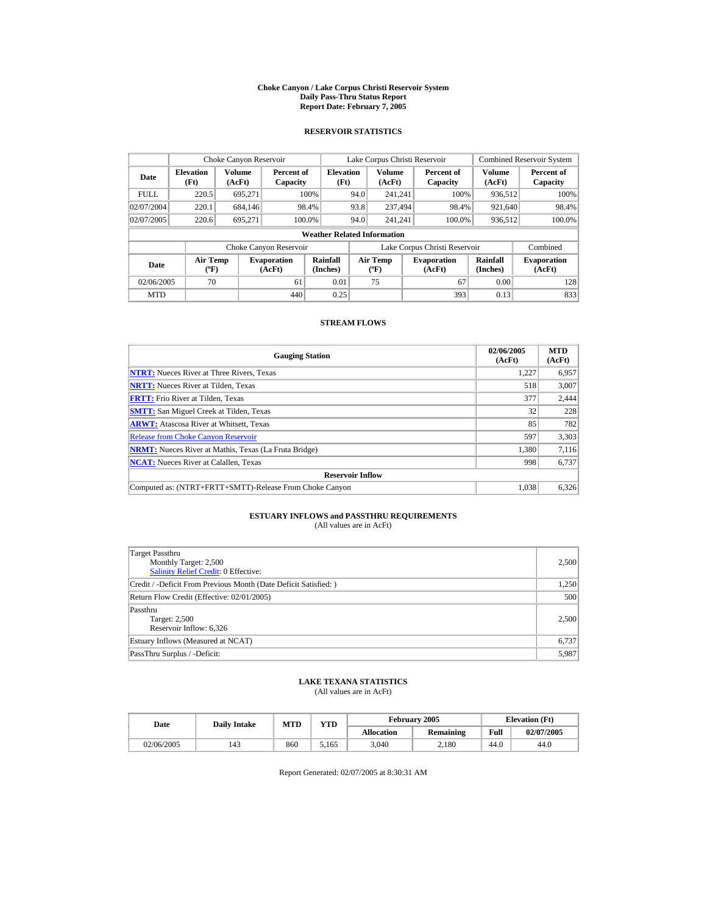# Choke Canyon / Lake Corpus Christi Reservoir System
## Daily Pass-Thru Status Report
### Report Date: February 7, 2005

## RESERVOIR STATISTICS

| Date | Choke Canyon Reservoir | | | Lake Corpus Christi Reservoir | | | Combined Reservoir System | |
|---|---|---|---|---|---|---|---|---|
| | Elevation (Ft) | Volume (AcFt) | Percent of Capacity | Elevation (Ft) | Volume (AcFt) | Percent of Capacity | Volume (AcFt) | Percent of Capacity |
| FULL | 220.5 | 695,271 | 100% | 94.0 | 241,241 | 100% | 936,512 | 100% |
| 02/07/2004 | 220.1 | 684,146 | 98.4% | 93.8 | 237,494 | 98.4% | 921,640 | 98.4% |
| 02/07/2005 | 220.6 | 695,271 | 100.0% | 94.0 | 241,241 | 100.0% | 936,512 | 100.0% |

**Weather Related Information**

| Date | Choke Canyon Reservoir | | | Lake Corpus Christi Reservoir | | | Combined |
|---|---|---|---|---|---|---|---|
| | Air Temp (ºF) | Evaporation (AcFt) | Rainfall (Inches) | Air Temp (ºF) | Evaporation (AcFt) | Rainfall (Inches) | Evaporation (AcFt) |
| 02/06/2005 | 70 | 61 | 0.01 | 75 | 67 | 0.00 | 128 |
| MTD | | 440 | 0.25 | | 393 | 0.13 | 833 |

## STREAM FLOWS

| Gauging Station | 02/06/2005 (AcFt) | MTD (AcFt) |
|---|---|---|
| **NTRT:** Nueces River at Three Rivers, Texas | 1,227 | 6,957 |
| **NRTT:** Nueces River at Tilden, Texas | 518 | 3,007 |
| **FRTT:** Frio River at Tilden, Texas | 377 | 2,444 |
| **SMTT:** San Miguel Creek at Tilden, Texas | 32 | 228 |
| **ARWT:** Atascosa River at Whitsett, Texas | 85 | 782 |
| Release from Choke Canyon Reservoir | 597 | 3,303 |
| **NRMT:** Nueces River at Mathis, Texas (La Fruta Bridge) | 1,380 | 7,116 |
| **NCAT:** Nueces River at Calallen, Texas | 998 | 6,737 |
| **Reservoir Inflow** | | |
| Computed as: (NTRT+FRTT+SMTT)-Release From Choke Canyon | 1,038 | 6,326 |

## ESTUARY INFLOWS and PASSTHRU REQUIREMENTS
(All values are in AcFt)

| | |
|---|---|
| Target Passthru<br>Monthly Target: 2,500<br>Salinity Relief Credit: 0 Effective: | 2,500 |
| Credit / -Deficit From Previous Month (Date Deficit Satisfied: ) | 1,250 |
| Return Flow Credit (Effective: 02/01/2005) | 500 |
| Passthru<br>Target: 2,500<br>Reservoir Inflow: 6,326 | 2,500 |
| Estuary Inflows (Measured at NCAT) | 6,737 |
| PassThru Surplus / -Deficit: | 5,987 |

## LAKE TEXANA STATISTICS
(All values are in AcFt)

| Date | Daily Intake | MTD | YTD | February 2005 | | Elevation (Ft) | |
|---|---|---|---|---|---|---|---|
| | | | | Allocation | Remaining | Full | 02/07/2005 |
| 02/06/2005 | 143 | 860 | 5,165 | 3,040 | 2,180 | 44.0 | 44.0 |

Report Generated: 02/07/2005 at 8:30:31 AM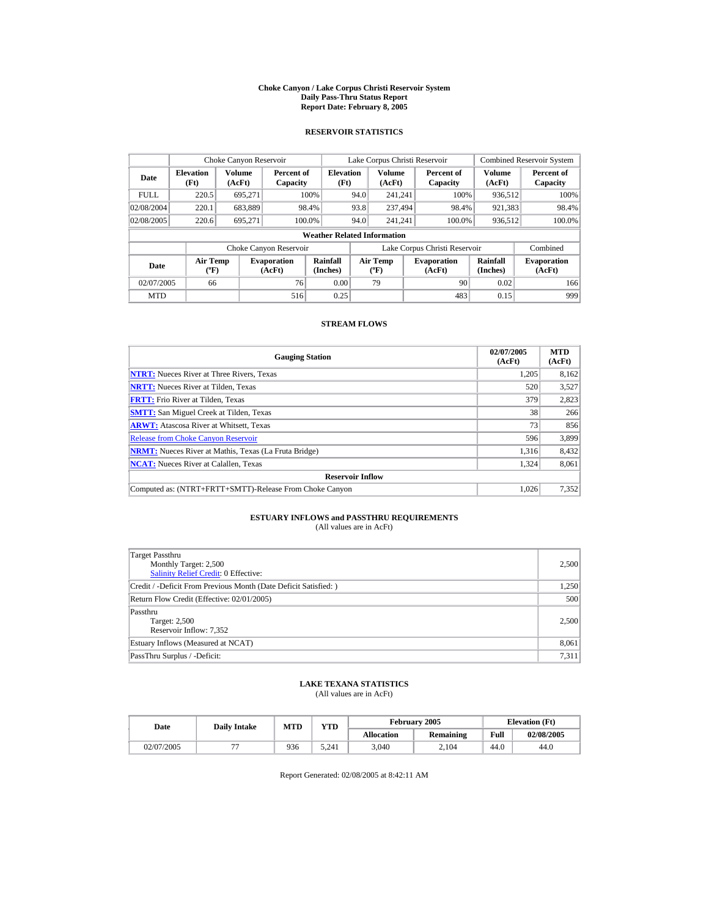# Choke Canyon / Lake Corpus Christi Reservoir System
## Daily Pass-Thru Status Report
### Report Date: February 8, 2005

## RESERVOIR STATISTICS

| Date | Choke Canyon Reservoir | | | Lake Corpus Christi Reservoir | | | Combined Reservoir System | |
|---|---|---|---|---|---|---|---|---|
| | Elevation (Ft) | Volume (AcFt) | Percent of Capacity | Elevation (Ft) | Volume (AcFt) | Percent of Capacity | Volume (AcFt) | Percent of Capacity |
| FULL | 220.5 | 695,271 | 100% | 94.0 | 241,241 | 100% | 936,512 | 100% |
| 02/08/2004 | 220.1 | 683,889 | 98.4% | 93.8 | 237,494 | 98.4% | 921,383 | 98.4% |
| 02/08/2005 | 220.6 | 695,271 | 100.0% | 94.0 | 241,241 | 100.0% | 936,512 | 100.0% |

**Weather Related Information**

| Date | Choke Canyon Reservoir | | | Lake Corpus Christi Reservoir | | | Combined |
|---|---|---|---|---|---|---|---|
| | Air Temp (ºF) | Evaporation (AcFt) | Rainfall (Inches) | Air Temp (ºF) | Evaporation (AcFt) | Rainfall (Inches) | Evaporation (AcFt) |
| 02/07/2005 | 66 | 76 | 0.00 | 79 | 90 | 0.02 | 166 |
| MTD | | 516 | 0.25 | | 483 | 0.15 | 999 |

## STREAM FLOWS

| Gauging Station | 02/07/2005 (AcFt) | MTD (AcFt) |
|---|---|---|
| **NTRT:** Nueces River at Three Rivers, Texas | 1,205 | 8,162 |
| **NRTT:** Nueces River at Tilden, Texas | 520 | 3,527 |
| **FRTT:** Frio River at Tilden, Texas | 379 | 2,823 |
| **SMTT:** San Miguel Creek at Tilden, Texas | 38 | 266 |
| **ARWT:** Atascosa River at Whitsett, Texas | 73 | 856 |
| Release from Choke Canyon Reservoir | 596 | 3,899 |
| **NRMT:** Nueces River at Mathis, Texas (La Fruta Bridge) | 1,316 | 8,432 |
| **NCAT:** Nueces River at Calallen, Texas | 1,324 | 8,061 |
| **Reservoir Inflow** | | |
| Computed as: (NTRT+FRTT+SMTT)-Release From Choke Canyon | 1,026 | 7,352 |

## ESTUARY INFLOWS and PASSTHRU REQUIREMENTS
(All values are in AcFt)

| | |
|---|---|
| Target Passthru<br>Monthly Target: 2,500<br>Salinity Relief Credit: 0 Effective: | 2,500 |
| Credit / -Deficit From Previous Month (Date Deficit Satisfied: ) | 1,250 |
| Return Flow Credit (Effective: 02/01/2005) | 500 |
| Passthru<br>Target: 2,500<br>Reservoir Inflow: 7,352 | 2,500 |
| Estuary Inflows (Measured at NCAT) | 8,061 |
| PassThru Surplus / -Deficit: | 7,311 |

## LAKE TEXANA STATISTICS
(All values are in AcFt)

| Date | Daily Intake | MTD | YTD | February 2005 | | Elevation (Ft) | |
|---|---|---|---|---|---|---|---|
| | | | | Allocation | Remaining | Full | 02/08/2005 |
| 02/07/2005 | 77 | 936 | 5,241 | 3,040 | 2,104 | 44.0 | 44.0 |

Report Generated: 02/08/2005 at 8:42:11 AM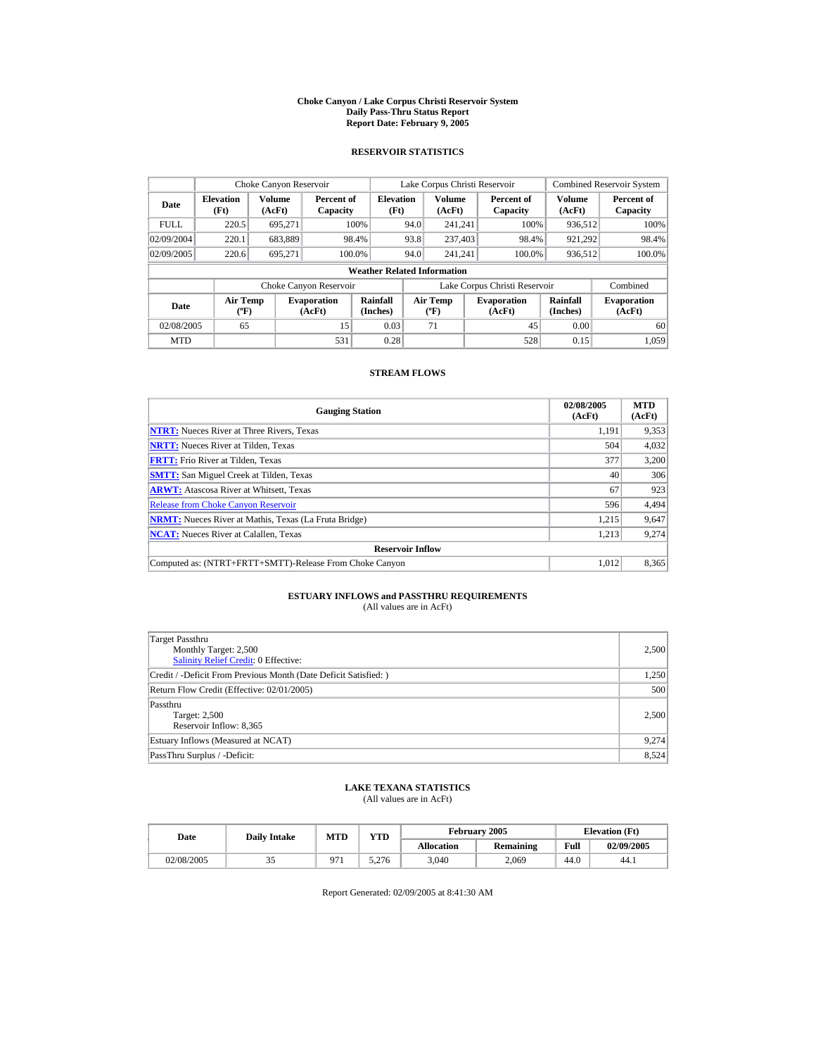# Choke Canyon / Lake Corpus Christi Reservoir System
## Daily Pass-Thru Status Report
### Report Date: February 9, 2005

## RESERVOIR STATISTICS

| Date | Choke Canyon Reservoir | | | Lake Corpus Christi Reservoir | | | Combined Reservoir System | |
|---|---|---|---|---|---|---|---|---|
| | Elevation (Ft) | Volume (AcFt) | Percent of Capacity | Elevation (Ft) | Volume (AcFt) | Percent of Capacity | Volume (AcFt) | Percent of Capacity |
| FULL | 220.5 | 695,271 | 100% | 94.0 | 241,241 | 100% | 936,512 | 100% |
| 02/09/2004 | 220.1 | 683,889 | 98.4% | 93.8 | 237,403 | 98.4% | 921,292 | 98.4% |
| 02/09/2005 | 220.6 | 695,271 | 100.0% | 94.0 | 241,241 | 100.0% | 936,512 | 100.0% |

**Weather Related Information**

| Date | Choke Canyon Reservoir | | | Lake Corpus Christi Reservoir | | | Combined |
|---|---|---|---|---|---|---|---|
| | Air Temp (ºF) | Evaporation (AcFt) | Rainfall (Inches) | Air Temp (ºF) | Evaporation (AcFt) | Rainfall (Inches) | Evaporation (AcFt) |
| 02/08/2005 | 65 | 15 | 0.03 | 71 | 45 | 0.00 | 60 |
| MTD | | 531 | 0.28 | | 528 | 0.15 | 1,059 |

## STREAM FLOWS

| Gauging Station | 02/08/2005 (AcFt) | MTD (AcFt) |
|---|---|---|
| **NTRT:** Nueces River at Three Rivers, Texas | 1,191 | 9,353 |
| **NRTT:** Nueces River at Tilden, Texas | 504 | 4,032 |
| **FRTT:** Frio River at Tilden, Texas | 377 | 3,200 |
| **SMTT:** San Miguel Creek at Tilden, Texas | 40 | 306 |
| **ARWT:** Atascosa River at Whitsett, Texas | 67 | 923 |
| Release from Choke Canyon Reservoir | 596 | 4,494 |
| **NRMT:** Nueces River at Mathis, Texas (La Fruta Bridge) | 1,215 | 9,647 |
| **NCAT:** Nueces River at Calallen, Texas | 1,213 | 9,274 |
| **Reservoir Inflow** | | |
| Computed as: (NTRT+FRTT+SMTT)-Release From Choke Canyon | 1,012 | 8,365 |

## ESTUARY INFLOWS and PASSTHRU REQUIREMENTS
(All values are in AcFt)

| | |
|---|---|
| Target Passthru<br>Monthly Target: 2,500<br>Salinity Relief Credit: 0 Effective: | 2,500 |
| Credit / -Deficit From Previous Month (Date Deficit Satisfied: ) | 1,250 |
| Return Flow Credit (Effective: 02/01/2005) | 500 |
| Passthru<br>Target: 2,500<br>Reservoir Inflow: 8,365 | 2,500 |
| Estuary Inflows (Measured at NCAT) | 9,274 |
| PassThru Surplus / -Deficit: | 8,524 |

## LAKE TEXANA STATISTICS
(All values are in AcFt)

| Date | Daily Intake | MTD | YTD | February 2005 | | Elevation (Ft) | |
|---|---|---|---|---|---|---|---|
| | | | | Allocation | Remaining | Full | 02/09/2005 |
| 02/08/2005 | 35 | 971 | 5,276 | 3,040 | 2,069 | 44.0 | 44.1 |

Report Generated: 02/09/2005 at 8:41:30 AM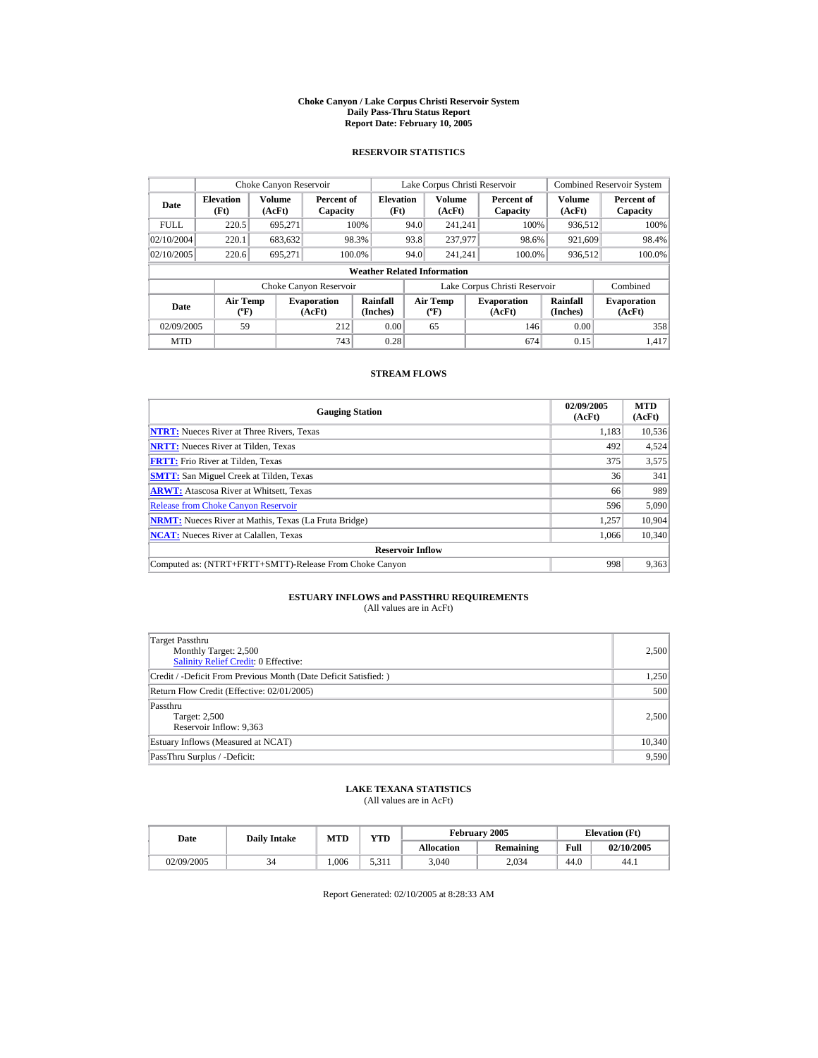# Choke Canyon / Lake Corpus Christi Reservoir System
## Daily Pass-Thru Status Report
### Report Date: February 10, 2005

## RESERVOIR STATISTICS

| Date | Choke Canyon Reservoir | | | Lake Corpus Christi Reservoir | | | Combined Reservoir System | |
|---|---|---|---|---|---|---|---|---|
| | Elevation (Ft) | Volume (AcFt) | Percent of Capacity | Elevation (Ft) | Volume (AcFt) | Percent of Capacity | Volume (AcFt) | Percent of Capacity |
| FULL | 220.5 | 695,271 | 100% | 94.0 | 241,241 | 100% | 936,512 | 100% |
| 02/10/2004 | 220.1 | 683,632 | 98.3% | 93.8 | 237,977 | 98.6% | 921,609 | 98.4% |
| 02/10/2005 | 220.6 | 695,271 | 100.0% | 94.0 | 241,241 | 100.0% | 936,512 | 100.0% |

**Weather Related Information**

| Date | Choke Canyon Reservoir | | | Lake Corpus Christi Reservoir | | | Combined |
|---|---|---|---|---|---|---|---|
| | Air Temp (ºF) | Evaporation (AcFt) | Rainfall (Inches) | Air Temp (ºF) | Evaporation (AcFt) | Rainfall (Inches) | Evaporation (AcFt) |
| 02/09/2005 | 59 | 212 | 0.00 | 65 | 146 | 0.00 | 358 |
| MTD | | 743 | 0.28 | | 674 | 0.15 | 1,417 |

## STREAM FLOWS

| Gauging Station | 02/09/2005 (AcFt) | MTD (AcFt) |
|---|---|---|
| NTRT: Nueces River at Three Rivers, Texas | 1,183 | 10,536 |
| NRTT: Nueces River at Tilden, Texas | 492 | 4,524 |
| FRTT: Frio River at Tilden, Texas | 375 | 3,575 |
| SMTT: San Miguel Creek at Tilden, Texas | 36 | 341 |
| ARWT: Atascosa River at Whitsett, Texas | 66 | 989 |
| Release from Choke Canyon Reservoir | 596 | 5,090 |
| NRMT: Nueces River at Mathis, Texas (La Fruta Bridge) | 1,257 | 10,904 |
| NCAT: Nueces River at Calallen, Texas | 1,066 | 10,340 |
| **Reservoir Inflow** | | |
| Computed as: (NTRT+FRTT+SMTT)-Release From Choke Canyon | 998 | 9,363 |

## ESTUARY INFLOWS and PASSTHRU REQUIREMENTS
(All values are in AcFt)

| | |
|---|---|
| Target Passthru<br>Monthly Target: 2,500<br>Salinity Relief Credit: 0 Effective: | 2,500 |
| Credit / -Deficit From Previous Month (Date Deficit Satisfied: ) | 1,250 |
| Return Flow Credit (Effective: 02/01/2005) | 500 |
| Passthru<br>Target: 2,500<br>Reservoir Inflow: 9,363 | 2,500 |
| Estuary Inflows (Measured at NCAT) | 10,340 |
| PassThru Surplus / -Deficit: | 9,590 |

## LAKE TEXANA STATISTICS
(All values are in AcFt)

| Date | Daily Intake | MTD | YTD | February 2005 | | Elevation (Ft) | |
|---|---|---|---|---|---|---|---|
| | | | | Allocation | Remaining | Full | 02/10/2005 |
| 02/09/2005 | 34 | 1,006 | 5,311 | 3,040 | 2,034 | 44.0 | 44.1 |

Report Generated: 02/10/2005 at 8:28:33 AM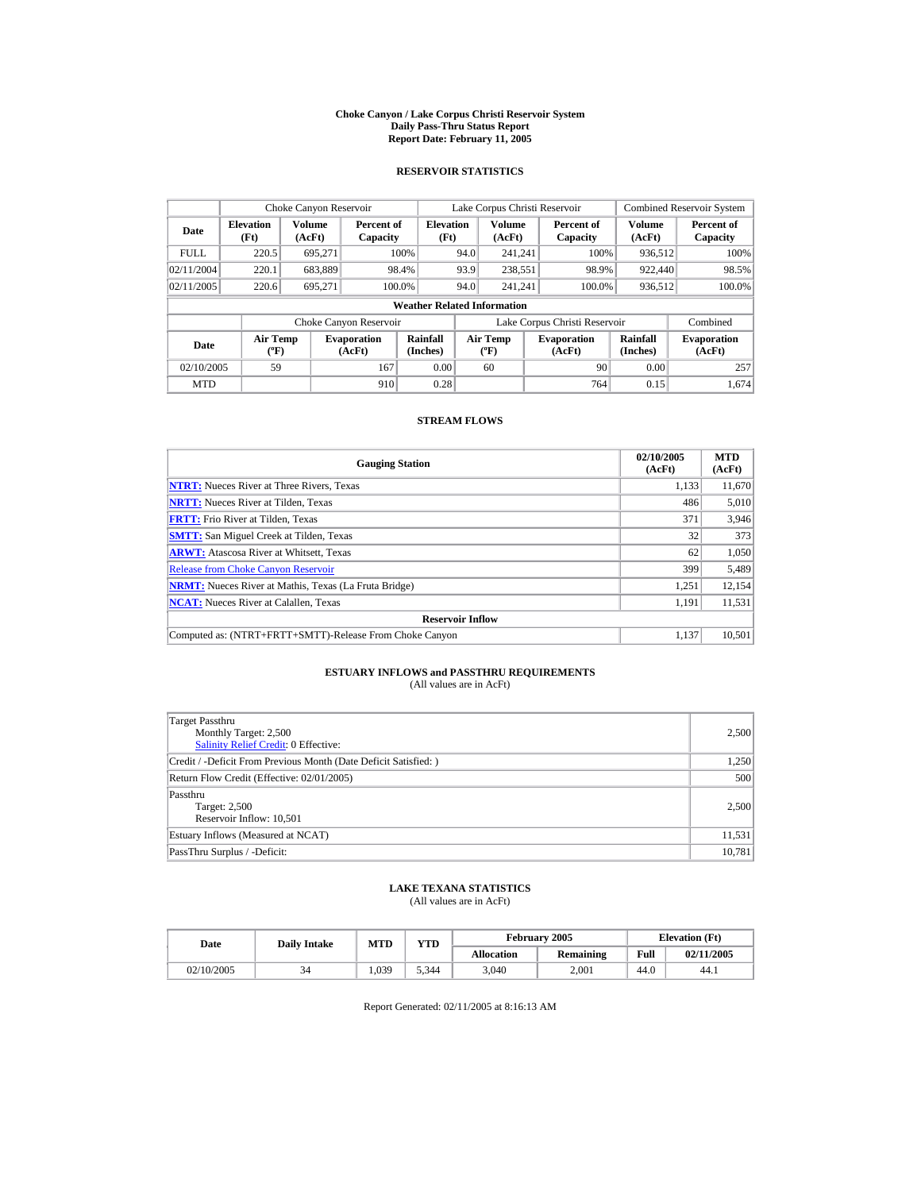# Choke Canyon / Lake Corpus Christi Reservoir System
## Daily Pass-Thru Status Report
### Report Date: February 11, 2005

## RESERVOIR STATISTICS

| Date | Choke Canyon Reservoir | | | Lake Corpus Christi Reservoir | | | Combined Reservoir System | |
|---|---|---|---|---|---|---|---|---|
| | Elevation (Ft) | Volume (AcFt) | Percent of Capacity | Elevation (Ft) | Volume (AcFt) | Percent of Capacity | Volume (AcFt) | Percent of Capacity |
| FULL | 220.5 | 695,271 | 100% | 94.0 | 241,241 | 100% | 936,512 | 100% |
| 02/11/2004 | 220.1 | 683,889 | 98.4% | 93.9 | 238,551 | 98.9% | 922,440 | 98.5% |
| 02/11/2005 | 220.6 | 695,271 | 100.0% | 94.0 | 241,241 | 100.0% | 936,512 | 100.0% |

**Weather Related Information**

| Date | Choke Canyon Reservoir | | | Lake Corpus Christi Reservoir | | | Combined |
|---|---|---|---|---|---|---|---|
| | Air Temp (ºF) | Evaporation (AcFt) | Rainfall (Inches) | Air Temp (ºF) | Evaporation (AcFt) | Rainfall (Inches) | Evaporation (AcFt) |
| 02/10/2005 | 59 | 167 | 0.00 | 60 | 90 | 0.00 | 257 |
| MTD | | 910 | 0.28 | | 764 | 0.15 | 1,674 |

## STREAM FLOWS

| Gauging Station | 02/10/2005 (AcFt) | MTD (AcFt) |
|---|---|---|
| NTRT: Nueces River at Three Rivers, Texas | 1,133 | 11,670 |
| NRTT: Nueces River at Tilden, Texas | 486 | 5,010 |
| FRTT: Frio River at Tilden, Texas | 371 | 3,946 |
| SMTT: San Miguel Creek at Tilden, Texas | 32 | 373 |
| ARWT: Atascosa River at Whitsett, Texas | 62 | 1,050 |
| Release from Choke Canyon Reservoir | 399 | 5,489 |
| NRMT: Nueces River at Mathis, Texas (La Fruta Bridge) | 1,251 | 12,154 |
| NCAT: Nueces River at Calallen, Texas | 1,191 | 11,531 |
| **Reservoir Inflow** | | |
| Computed as: (NTRT+FRTT+SMTT)-Release From Choke Canyon | 1,137 | 10,501 |

## ESTUARY INFLOWS and PASSTHRU REQUIREMENTS
(All values are in AcFt)

| | |
|---|---|
| Target Passthru<br>Monthly Target: 2,500<br>Salinity Relief Credit: 0 Effective: | 2,500 |
| Credit / -Deficit From Previous Month (Date Deficit Satisfied: ) | 1,250 |
| Return Flow Credit (Effective: 02/01/2005) | 500 |
| Passthru<br>Target: 2,500<br>Reservoir Inflow: 10,501 | 2,500 |
| Estuary Inflows (Measured at NCAT) | 11,531 |
| PassThru Surplus / -Deficit: | 10,781 |

## LAKE TEXANA STATISTICS
(All values are in AcFt)

| Date | Daily Intake | MTD | YTD | February 2005 | | Elevation (Ft) | |
|---|---|---|---|---|---|---|---|
| | | | | Allocation | Remaining | Full | 02/11/2005 |
| 02/10/2005 | 34 | 1,039 | 5,344 | 3,040 | 2,001 | 44.0 | 44.1 |

Report Generated: 02/11/2005 at 8:16:13 AM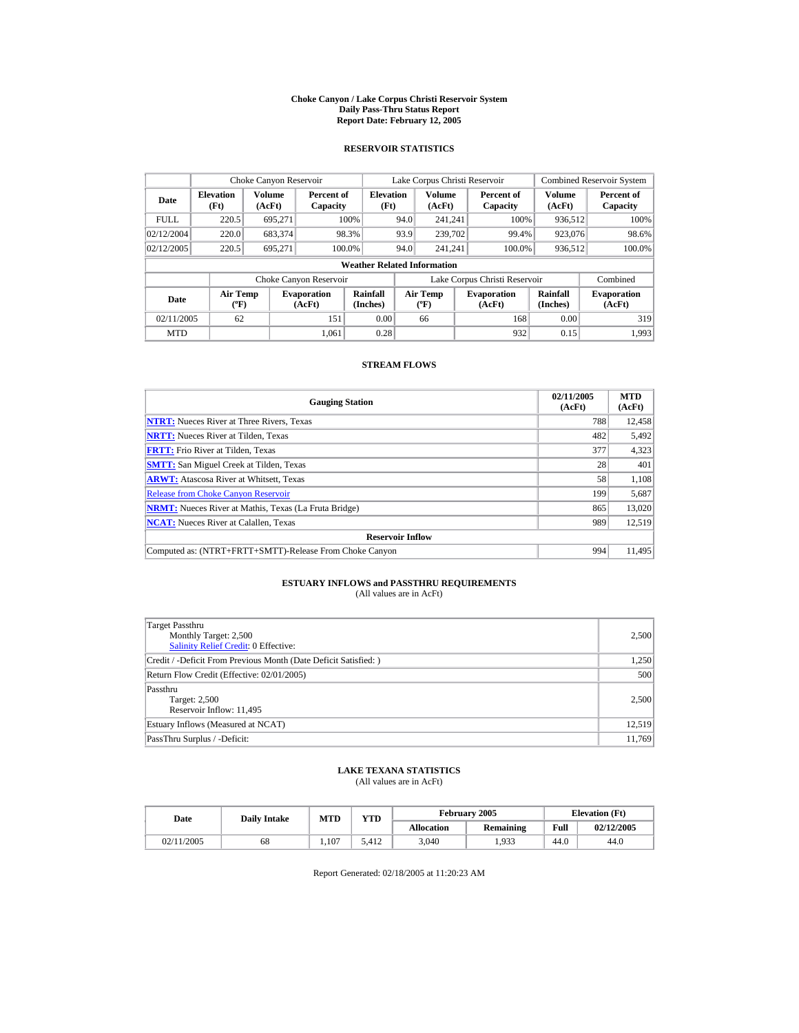# Choke Canyon / Lake Corpus Christi Reservoir System
## Daily Pass-Thru Status Report
### Report Date: February 12, 2005

## RESERVOIR STATISTICS

| Date | Choke Canyon Reservoir | | | Lake Corpus Christi Reservoir | | | Combined Reservoir System | |
|---|---|---|---|---|---|---|---|---|
| | Elevation (Ft) | Volume (AcFt) | Percent of Capacity | Elevation (Ft) | Volume (AcFt) | Percent of Capacity | Volume (AcFt) | Percent of Capacity |
| FULL | 220.5 | 695,271 | 100% | 94.0 | 241,241 | 100% | 936,512 | 100% |
| 02/12/2004 | 220.0 | 683,374 | 98.3% | 93.9 | 239,702 | 99.4% | 923,076 | 98.6% |
| 02/12/2005 | 220.5 | 695,271 | 100.0% | 94.0 | 241,241 | 100.0% | 936,512 | 100.0% |

**Weather Related Information**

| Date | Choke Canyon Reservoir | | | Lake Corpus Christi Reservoir | | | Combined |
|---|---|---|---|---|---|---|---|
| | Air Temp (ºF) | Evaporation (AcFt) | Rainfall (Inches) | Air Temp (ºF) | Evaporation (AcFt) | Rainfall (Inches) | Evaporation (AcFt) |
| 02/11/2005 | 62 | 151 | 0.00 | 66 | 168 | 0.00 | 319 |
| MTD | | 1,061 | 0.28 | | 932 | 0.15 | 1,993 |

## STREAM FLOWS

| Gauging Station | 02/11/2005 (AcFt) | MTD (AcFt) |
|---|---|---|
| NTRT: Nueces River at Three Rivers, Texas | 788 | 12,458 |
| NRTT: Nueces River at Tilden, Texas | 482 | 5,492 |
| FRTT: Frio River at Tilden, Texas | 377 | 4,323 |
| SMTT: San Miguel Creek at Tilden, Texas | 28 | 401 |
| ARWT: Atascosa River at Whitsett, Texas | 58 | 1,108 |
| Release from Choke Canyon Reservoir | 199 | 5,687 |
| NRMT: Nueces River at Mathis, Texas (La Fruta Bridge) | 865 | 13,020 |
| NCAT: Nueces River at Calallen, Texas | 989 | 12,519 |
| **Reservoir Inflow** | | |
| Computed as: (NTRT+FRTT+SMTT)-Release From Choke Canyon | 994 | 11,495 |

## ESTUARY INFLOWS and PASSTHRU REQUIREMENTS
(All values are in AcFt)

| | |
|---|---|
| Target Passthru<br>Monthly Target: 2,500<br>Salinity Relief Credit: 0 Effective: | 2,500 |
| Credit / -Deficit From Previous Month (Date Deficit Satisfied: ) | 1,250 |
| Return Flow Credit (Effective: 02/01/2005) | 500 |
| Passthru<br>Target: 2,500<br>Reservoir Inflow: 11,495 | 2,500 |
| Estuary Inflows (Measured at NCAT) | 12,519 |
| PassThru Surplus / -Deficit: | 11,769 |

## LAKE TEXANA STATISTICS
(All values are in AcFt)

| Date | Daily Intake | MTD | YTD | February 2005 | | Elevation (Ft) | |
|---|---|---|---|---|---|---|---|
| | | | | Allocation | Remaining | Full | 02/12/2005 |
| 02/11/2005 | 68 | 1,107 | 5,412 | 3,040 | 1,933 | 44.0 | 44.0 |

Report Generated: 02/18/2005 at 11:20:23 AM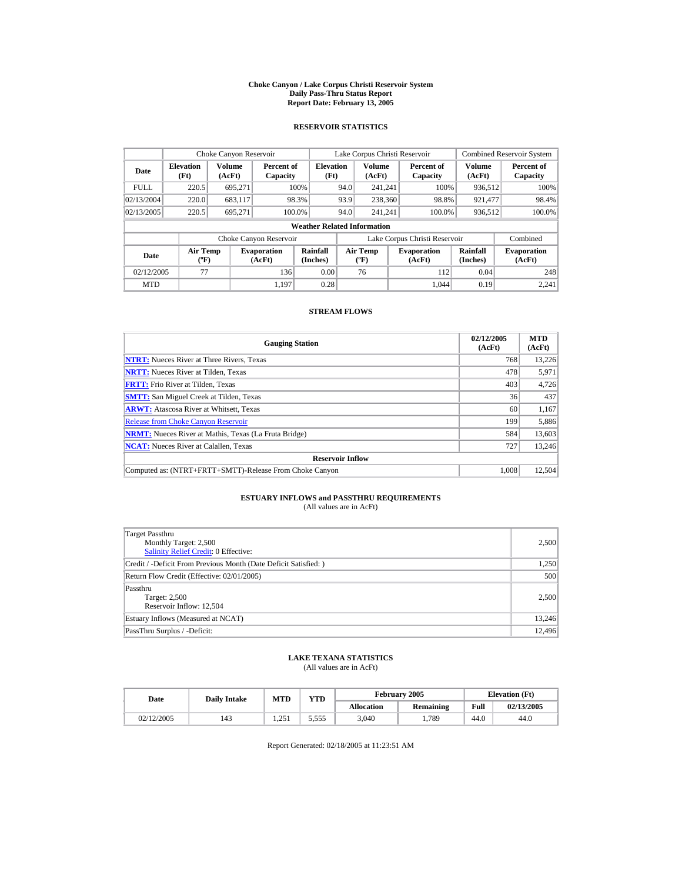# Choke Canyon / Lake Corpus Christi Reservoir System
## Daily Pass-Thru Status Report
## Report Date: February 13, 2005

### RESERVOIR STATISTICS

| Date | Choke Canyon Reservoir | | | Lake Corpus Christi Reservoir | | | Combined Reservoir System | |
|---|---|---|---|---|---|---|---|---|
| | Elevation (Ft) | Volume (AcFt) | Percent of Capacity | Elevation (Ft) | Volume (AcFt) | Percent of Capacity | Volume (AcFt) | Percent of Capacity |
| FULL | 220.5 | 695,271 | 100% | 94.0 | 241,241 | 100% | 936,512 | 100% |
| 02/13/2004 | 220.0 | 683,117 | 98.3% | 93.9 | 238,360 | 98.8% | 921,477 | 98.4% |
| 02/13/2005 | 220.5 | 695,271 | 100.0% | 94.0 | 241,241 | 100.0% | 936,512 | 100.0% |

**Weather Related Information**

| Date | Choke Canyon Reservoir | | | Lake Corpus Christi Reservoir | | | Combined |
|---|---|---|---|---|---|---|---|
| | Air Temp (ºF) | Evaporation (AcFt) | Rainfall (Inches) | Air Temp (ºF) | Evaporation (AcFt) | Rainfall (Inches) | Evaporation (AcFt) |
| 02/12/2005 | 77 | 136 | 0.00 | 76 | 112 | 0.04 | 248 |
| MTD | | 1,197 | 0.28 | | 1,044 | 0.19 | 2,241 |

### STREAM FLOWS

| Gauging Station | 02/12/2005 (AcFt) | MTD (AcFt) |
|---|---|---|
| NTRT: Nueces River at Three Rivers, Texas | 768 | 13,226 |
| NRTT: Nueces River at Tilden, Texas | 478 | 5,971 |
| FRTT: Frio River at Tilden, Texas | 403 | 4,726 |
| SMTT: San Miguel Creek at Tilden, Texas | 36 | 437 |
| ARWT: Atascosa River at Whitsett, Texas | 60 | 1,167 |
| Release from Choke Canyon Reservoir | 199 | 5,886 |
| NRMT: Nueces River at Mathis, Texas (La Fruta Bridge) | 584 | 13,603 |
| NCAT: Nueces River at Calallen, Texas | 727 | 13,246 |
| **Reservoir Inflow** | | |
| Computed as: (NTRT+FRTT+SMTT)-Release From Choke Canyon | 1,008 | 12,504 |

### ESTUARY INFLOWS and PASSTHRU REQUIREMENTS
(All values are in AcFt)

| | |
|---|---|
| Target Passthru<br>Monthly Target: 2,500<br>Salinity Relief Credit: 0 Effective: | 2,500 |
| Credit / -Deficit From Previous Month (Date Deficit Satisfied: ) | 1,250 |
| Return Flow Credit (Effective: 02/01/2005) | 500 |
| Passthru<br>Target: 2,500<br>Reservoir Inflow: 12,504 | 2,500 |
| Estuary Inflows (Measured at NCAT) | 13,246 |
| PassThru Surplus / -Deficit: | 12,496 |

### LAKE TEXANA STATISTICS
(All values are in AcFt)

| Date | Daily Intake | MTD | YTD | February 2005 | | Elevation (Ft) | |
|---|---|---|---|---|---|---|---|
| | | | | Allocation | Remaining | Full | 02/13/2005 |
| 02/12/2005 | 143 | 1,251 | 5,555 | 3,040 | 1,789 | 44.0 | 44.0 |

Report Generated: 02/18/2005 at 11:23:51 AM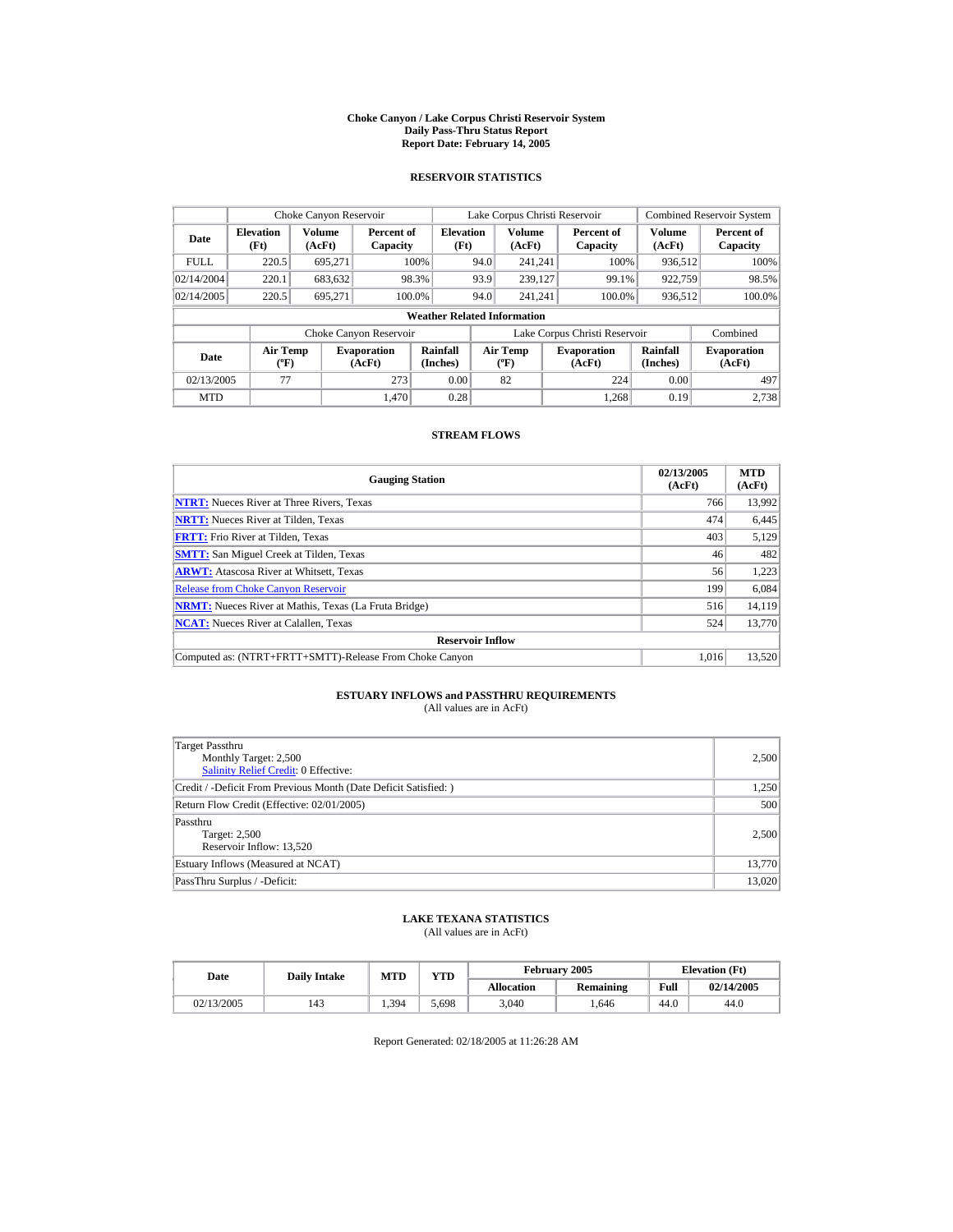# Choke Canyon / Lake Corpus Christi Reservoir System
## Daily Pass-Thru Status Report
## Report Date: February 14, 2005

### RESERVOIR STATISTICS

| Date | Choke Canyon Reservoir | | | Lake Corpus Christi Reservoir | | | Combined Reservoir System | |
|---|---|---|---|---|---|---|---|---|
| | Elevation (Ft) | Volume (AcFt) | Percent of Capacity | Elevation (Ft) | Volume (AcFt) | Percent of Capacity | Volume (AcFt) | Percent of Capacity |
| FULL | 220.5 | 695,271 | 100% | 94.0 | 241,241 | 100% | 936,512 | 100% |
| 02/14/2004 | 220.1 | 683,632 | 98.3% | 93.9 | 239,127 | 99.1% | 922,759 | 98.5% |
| 02/14/2005 | 220.5 | 695,271 | 100.0% | 94.0 | 241,241 | 100.0% | 936,512 | 100.0% |

**Weather Related Information**

| Date | Choke Canyon Reservoir | | | Lake Corpus Christi Reservoir | | | Combined |
|---|---|---|---|---|---|---|---|
| | Air Temp (ºF) | Evaporation (AcFt) | Rainfall (Inches) | Air Temp (ºF) | Evaporation (AcFt) | Rainfall (Inches) | Evaporation (AcFt) |
| 02/13/2005 | 77 | 273 | 0.00 | 82 | 224 | 0.00 | 497 |
| MTD | | 1,470 | 0.28 | | 1,268 | 0.19 | 2,738 |

### STREAM FLOWS

| Gauging Station | 02/13/2005 (AcFt) | MTD (AcFt) |
|---|---|---|
| NTRT: Nueces River at Three Rivers, Texas | 766 | 13,992 |
| NRTT: Nueces River at Tilden, Texas | 474 | 6,445 |
| FRTT: Frio River at Tilden, Texas | 403 | 5,129 |
| SMTT: San Miguel Creek at Tilden, Texas | 46 | 482 |
| ARWT: Atascosa River at Whitsett, Texas | 56 | 1,223 |
| Release from Choke Canyon Reservoir | 199 | 6,084 |
| NRMT: Nueces River at Mathis, Texas (La Fruta Bridge) | 516 | 14,119 |
| NCAT: Nueces River at Calallen, Texas | 524 | 13,770 |
| **Reservoir Inflow** | | |
| Computed as: (NTRT+FRTT+SMTT)-Release From Choke Canyon | 1,016 | 13,520 |

### ESTUARY INFLOWS and PASSTHRU REQUIREMENTS
(All values are in AcFt)

| | |
|---|---|
| Target Passthru<br>Monthly Target: 2,500<br>Salinity Relief Credit: 0 Effective: | 2,500 |
| Credit / -Deficit From Previous Month (Date Deficit Satisfied: ) | 1,250 |
| Return Flow Credit (Effective: 02/01/2005) | 500 |
| Passthru<br>Target: 2,500<br>Reservoir Inflow: 13,520 | 2,500 |
| Estuary Inflows (Measured at NCAT) | 13,770 |
| PassThru Surplus / -Deficit: | 13,020 |

### LAKE TEXANA STATISTICS
(All values are in AcFt)

| Date | Daily Intake | MTD | YTD | February 2005 | | Elevation (Ft) | |
|---|---|---|---|---|---|---|---|
| | | | | Allocation | Remaining | Full | 02/14/2005 |
| 02/13/2005 | 143 | 1,394 | 5,698 | 3,040 | 1,646 | 44.0 | 44.0 |

Report Generated: 02/18/2005 at 11:26:28 AM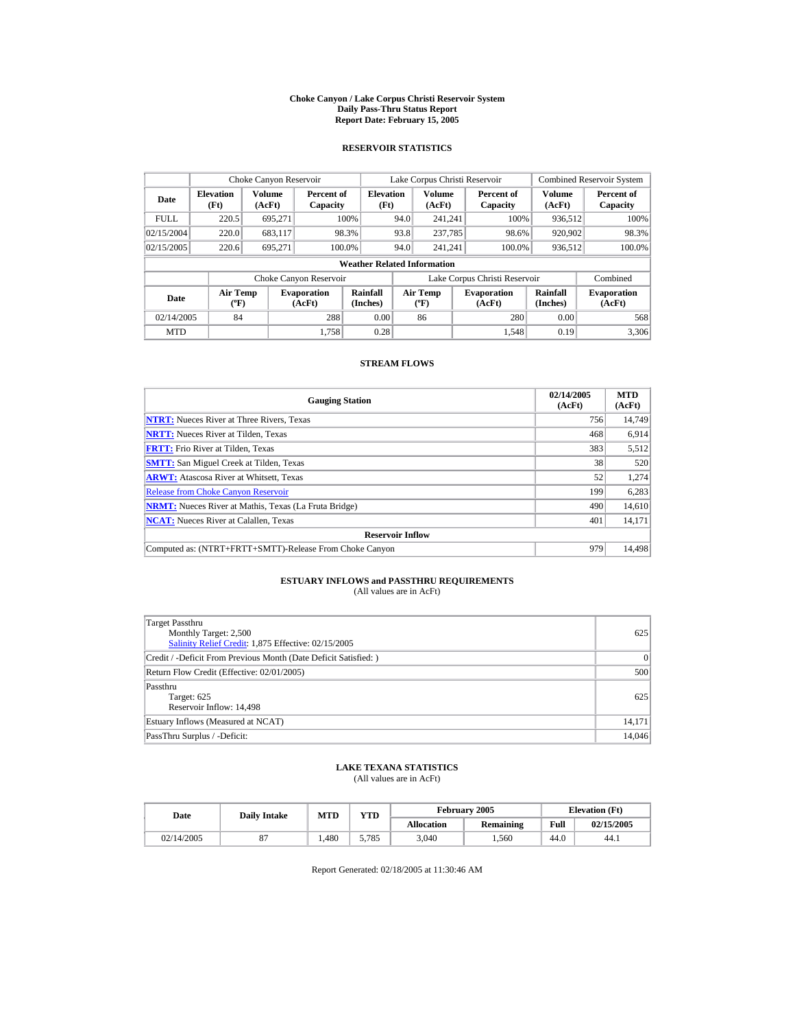# Choke Canyon / Lake Corpus Christi Reservoir System
## Daily Pass-Thru Status Report
## Report Date: February 15, 2005

### RESERVOIR STATISTICS

| | Choke Canyon Reservoir | | | Lake Corpus Christi Reservoir | | | Combined Reservoir System | |
|---|---|---|---|---|---|---|---|---|
| Date | Elevation (Ft) | Volume (AcFt) | Percent of Capacity | Elevation (Ft) | Volume (AcFt) | Percent of Capacity | Volume (AcFt) | Percent of Capacity |
| FULL | 220.5 | 695,271 | 100% | 94.0 | 241,241 | 100% | 936,512 | 100% |
| 02/15/2004 | 220.0 | 683,117 | 98.3% | 93.8 | 237,785 | 98.6% | 920,902 | 98.3% |
| 02/15/2005 | 220.6 | 695,271 | 100.0% | 94.0 | 241,241 | 100.0% | 936,512 | 100.0% |

**Weather Related Information**

| | Choke Canyon Reservoir | | | Lake Corpus Christi Reservoir | | | Combined |
|---|---|---|---|---|---|---|---|
| Date | Air Temp (ºF) | Evaporation (AcFt) | Rainfall (Inches) | Air Temp (ºF) | Evaporation (AcFt) | Rainfall (Inches) | Evaporation (AcFt) |
| 02/14/2005 | 84 | 288 | 0.00 | 86 | 280 | 0.00 | 568 |
| MTD | | 1,758 | 0.28 | | 1,548 | 0.19 | 3,306 |

### STREAM FLOWS

| Gauging Station | 02/14/2005 (AcFt) | MTD (AcFt) |
|---|---|---|
| NTRT: Nueces River at Three Rivers, Texas | 756 | 14,749 |
| NRTT: Nueces River at Tilden, Texas | 468 | 6,914 |
| FRTT: Frio River at Tilden, Texas | 383 | 5,512 |
| SMTT: San Miguel Creek at Tilden, Texas | 38 | 520 |
| ARWT: Atascosa River at Whitsett, Texas | 52 | 1,274 |
| Release from Choke Canyon Reservoir | 199 | 6,283 |
| NRMT: Nueces River at Mathis, Texas (La Fruta Bridge) | 490 | 14,610 |
| NCAT: Nueces River at Calallen, Texas | 401 | 14,171 |
| **Reservoir Inflow** | | |
| Computed as: (NTRT+FRTT+SMTT)-Release From Choke Canyon | 979 | 14,498 |

### ESTUARY INFLOWS and PASSTHRU REQUIREMENTS
(All values are in AcFt)

| | |
|---|---|
| Target Passthru<br>Monthly Target: 2,500<br>Salinity Relief Credit: 1,875 Effective: 02/15/2005 | 625 |
| Credit / -Deficit From Previous Month (Date Deficit Satisfied: ) | 0 |
| Return Flow Credit (Effective: 02/01/2005) | 500 |
| Passthru<br>Target: 625<br>Reservoir Inflow: 14,498 | 625 |
| Estuary Inflows (Measured at NCAT) | 14,171 |
| PassThru Surplus / -Deficit: | 14,046 |

### LAKE TEXANA STATISTICS
(All values are in AcFt)

| Date | Daily Intake | MTD | YTD | February 2005 | | Elevation (Ft) | |
|---|---|---|---|---|---|---|---|
| | | | | Allocation | Remaining | Full | 02/15/2005 |
| 02/14/2005 | 87 | 1,480 | 5,785 | 3,040 | 1,560 | 44.0 | 44.1 |

Report Generated: 02/18/2005 at 11:30:46 AM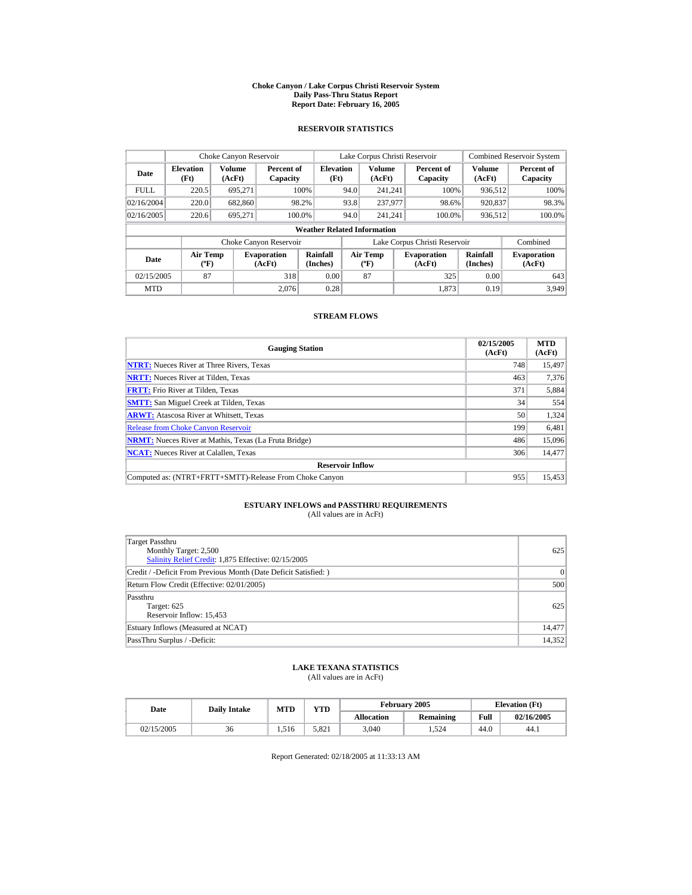# Choke Canyon / Lake Corpus Christi Reservoir System
## Daily Pass-Thru Status Report
### Report Date: February 16, 2005

## RESERVOIR STATISTICS

| Date | Choke Canyon Reservoir | | | Lake Corpus Christi Reservoir | | | Combined Reservoir System | |
|---|---|---|---|---|---|---|---|---|
| | Elevation (Ft) | Volume (AcFt) | Percent of Capacity | Elevation (Ft) | Volume (AcFt) | Percent of Capacity | Volume (AcFt) | Percent of Capacity |
| FULL | 220.5 | 695,271 | 100% | 94.0 | 241,241 | 100% | 936,512 | 100% |
| 02/16/2004 | 220.0 | 682,860 | 98.2% | 93.8 | 237,977 | 98.6% | 920,837 | 98.3% |
| 02/16/2005 | 220.6 | 695,271 | 100.0% | 94.0 | 241,241 | 100.0% | 936,512 | 100.0% |

**Weather Related Information**

| Date | Choke Canyon Reservoir | | | Lake Corpus Christi Reservoir | | | Combined |
|---|---|---|---|---|---|---|---|
| | Air Temp (ºF) | Evaporation (AcFt) | Rainfall (Inches) | Air Temp (ºF) | Evaporation (AcFt) | Rainfall (Inches) | Evaporation (AcFt) |
| 02/15/2005 | 87 | 318 | 0.00 | 87 | 325 | 0.00 | 643 |
| MTD | | 2,076 | 0.28 | | 1,873 | 0.19 | 3,949 |

## STREAM FLOWS

| Gauging Station | 02/15/2005 (AcFt) | MTD (AcFt) |
|---|---|---|
| NTRT: Nueces River at Three Rivers, Texas | 748 | 15,497 |
| NRTT: Nueces River at Tilden, Texas | 463 | 7,376 |
| FRTT: Frio River at Tilden, Texas | 371 | 5,884 |
| SMTT: San Miguel Creek at Tilden, Texas | 34 | 554 |
| ARWT: Atascosa River at Whitsett, Texas | 50 | 1,324 |
| Release from Choke Canyon Reservoir | 199 | 6,481 |
| NRMT: Nueces River at Mathis, Texas (La Fruta Bridge) | 486 | 15,096 |
| NCAT: Nueces River at Calallen, Texas | 306 | 14,477 |
| **Reservoir Inflow** | | |
| Computed as: (NTRT+FRTT+SMTT)-Release From Choke Canyon | 955 | 15,453 |

## ESTUARY INFLOWS and PASSTHRU REQUIREMENTS
(All values are in AcFt)

| | |
|---|---|
| Target Passthru<br>Monthly Target: 2,500<br>Salinity Relief Credit: 1,875 Effective: 02/15/2005 | 625 |
| Credit / -Deficit From Previous Month (Date Deficit Satisfied: ) | 0 |
| Return Flow Credit (Effective: 02/01/2005) | 500 |
| Passthru<br>Target: 625<br>Reservoir Inflow: 15,453 | 625 |
| Estuary Inflows (Measured at NCAT) | 14,477 |
| PassThru Surplus / -Deficit: | 14,352 |

## LAKE TEXANA STATISTICS
(All values are in AcFt)

| Date | Daily Intake | MTD | YTD | February 2005 | | Elevation (Ft) | |
|---|---|---|---|---|---|---|---|
| | | | | Allocation | Remaining | Full | 02/16/2005 |
| 02/15/2005 | 36 | 1,516 | 5,821 | 3,040 | 1,524 | 44.0 | 44.1 |

Report Generated: 02/18/2005 at 11:33:13 AM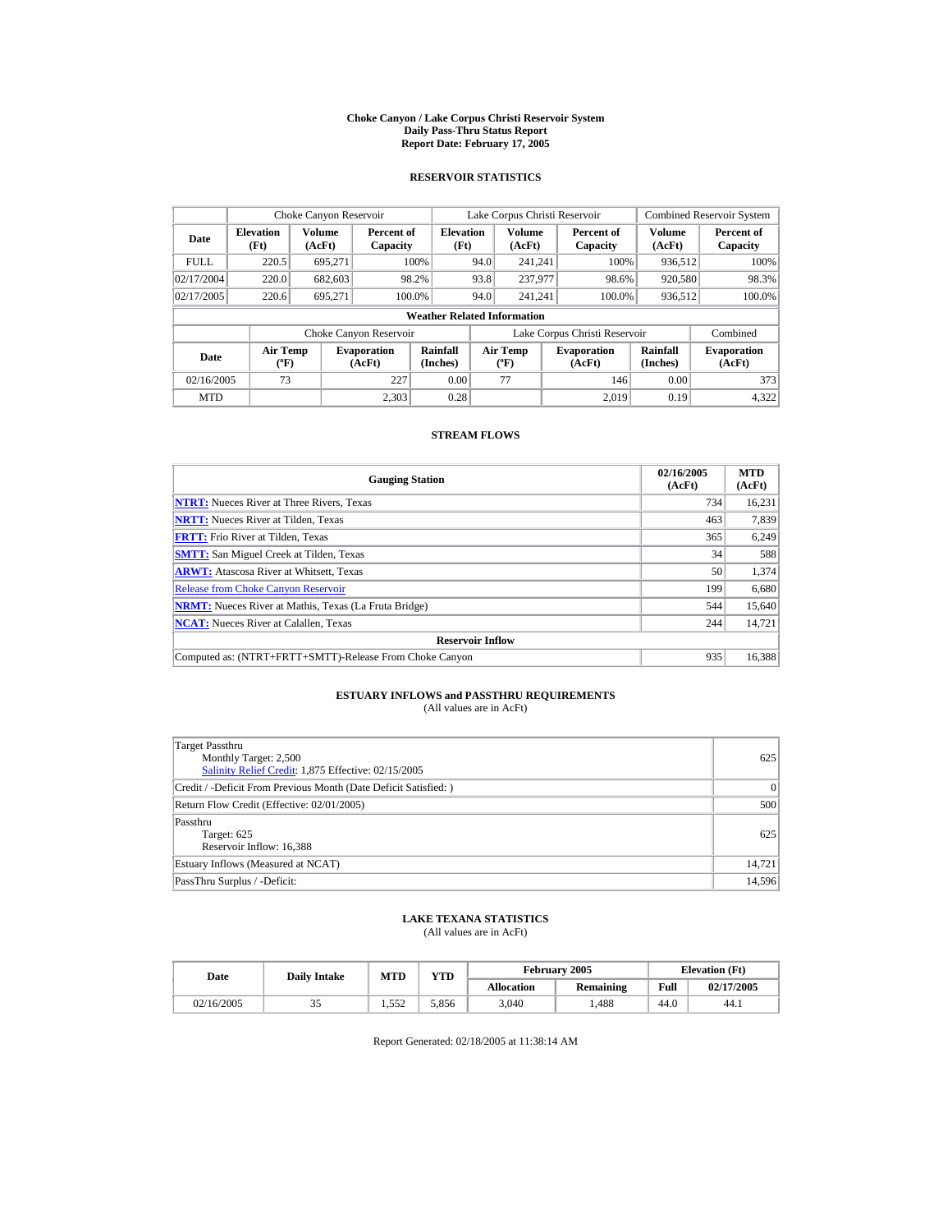# Choke Canyon / Lake Corpus Christi Reservoir System
## Daily Pass-Thru Status Report
### Report Date: February 17, 2005

## RESERVOIR STATISTICS

| Date | Choke Canyon Reservoir | | | Lake Corpus Christi Reservoir | | | Combined Reservoir System | |
|---|---|---|---|---|---|---|---|---|
| | Elevation (Ft) | Volume (AcFt) | Percent of Capacity | Elevation (Ft) | Volume (AcFt) | Percent of Capacity | Volume (AcFt) | Percent of Capacity |
| FULL | 220.5 | 695,271 | 100% | 94.0 | 241,241 | 100% | 936,512 | 100% |
| 02/17/2004 | 220.0 | 682,603 | 98.2% | 93.8 | 237,977 | 98.6% | 920,580 | 98.3% |
| 02/17/2005 | 220.6 | 695,271 | 100.0% | 94.0 | 241,241 | 100.0% | 936,512 | 100.0% |

**Weather Related Information**

| Date | Choke Canyon Reservoir | | | Lake Corpus Christi Reservoir | | | Combined |
|---|---|---|---|---|---|---|---|
| | Air Temp (ºF) | Evaporation (AcFt) | Rainfall (Inches) | Air Temp (ºF) | Evaporation (AcFt) | Rainfall (Inches) | Evaporation (AcFt) |
| 02/16/2005 | 73 | 227 | 0.00 | 77 | 146 | 0.00 | 373 |
| MTD | | 2,303 | 0.28 | | 2,019 | 0.19 | 4,322 |

## STREAM FLOWS

| Gauging Station | 02/16/2005 (AcFt) | MTD (AcFt) |
|---|---|---|
| NTRT: Nueces River at Three Rivers, Texas | 734 | 16,231 |
| NRTT: Nueces River at Tilden, Texas | 463 | 7,839 |
| FRTT: Frio River at Tilden, Texas | 365 | 6,249 |
| SMTT: San Miguel Creek at Tilden, Texas | 34 | 588 |
| ARWT: Atascosa River at Whitsett, Texas | 50 | 1,374 |
| Release from Choke Canyon Reservoir | 199 | 6,680 |
| NRMT: Nueces River at Mathis, Texas (La Fruta Bridge) | 544 | 15,640 |
| NCAT: Nueces River at Calallen, Texas | 244 | 14,721 |
| **Reservoir Inflow** | | |
| Computed as: (NTRT+FRTT+SMTT)-Release From Choke Canyon | 935 | 16,388 |

## ESTUARY INFLOWS and PASSTHRU REQUIREMENTS
(All values are in AcFt)

| Description | Value |
|---|---|
| Target Passthru<br>Monthly Target: 2,500<br>Salinity Relief Credit: 1,875 Effective: 02/15/2005 | 625 |
| Credit / -Deficit From Previous Month (Date Deficit Satisfied: ) | 0 |
| Return Flow Credit (Effective: 02/01/2005) | 500 |
| Passthru<br>Target: 625<br>Reservoir Inflow: 16,388 | 625 |
| Estuary Inflows (Measured at NCAT) | 14,721 |
| PassThru Surplus / -Deficit: | 14,596 |

## LAKE TEXANA STATISTICS
(All values are in AcFt)

| Date | Daily Intake | MTD | YTD | February 2005 | | Elevation (Ft) | |
|---|---|---|---|---|---|---|---|
| | | | | Allocation | Remaining | Full | 02/17/2005 |
| 02/16/2005 | 35 | 1,552 | 5,856 | 3,040 | 1,488 | 44.0 | 44.1 |

Report Generated: 02/18/2005 at 11:38:14 AM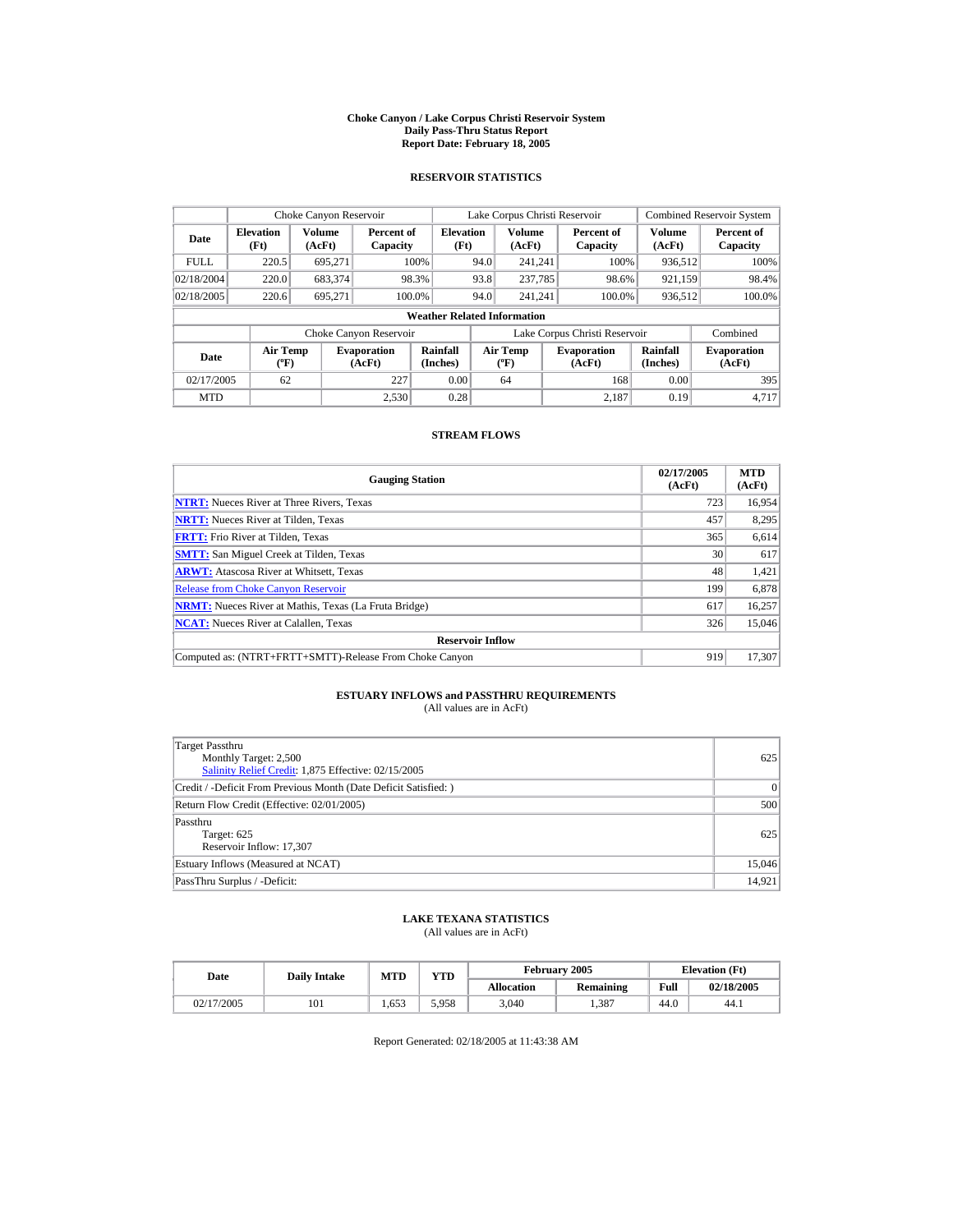# Choke Canyon / Lake Corpus Christi Reservoir System
## Daily Pass-Thru Status Report
### Report Date: February 18, 2005

## RESERVOIR STATISTICS

| Date | Choke Canyon Reservoir | | | Lake Corpus Christi Reservoir | | | Combined Reservoir System | |
|---|---|---|---|---|---|---|---|---|
| | Elevation (Ft) | Volume (AcFt) | Percent of Capacity | Elevation (Ft) | Volume (AcFt) | Percent of Capacity | Volume (AcFt) | Percent of Capacity |
| FULL | 220.5 | 695,271 | 100% | 94.0 | 241,241 | 100% | 936,512 | 100% |
| 02/18/2004 | 220.0 | 683,374 | 98.3% | 93.8 | 237,785 | 98.6% | 921,159 | 98.4% |
| 02/18/2005 | 220.6 | 695,271 | 100.0% | 94.0 | 241,241 | 100.0% | 936,512 | 100.0% |

**Weather Related Information**

| Date | Choke Canyon Reservoir | | | Lake Corpus Christi Reservoir | | | Combined |
|---|---|---|---|---|---|---|---|
| | Air Temp (ºF) | Evaporation (AcFt) | Rainfall (Inches) | Air Temp (ºF) | Evaporation (AcFt) | Rainfall (Inches) | Evaporation (AcFt) |
| 02/17/2005 | 62 | 227 | 0.00 | 64 | 168 | 0.00 | 395 |
| MTD | | 2,530 | 0.28 | | 2,187 | 0.19 | 4,717 |

## STREAM FLOWS

| Gauging Station | 02/17/2005 (AcFt) | MTD (AcFt) |
|---|---|---|
| NTRT: Nueces River at Three Rivers, Texas | 723 | 16,954 |
| NRTT: Nueces River at Tilden, Texas | 457 | 8,295 |
| FRTT: Frio River at Tilden, Texas | 365 | 6,614 |
| SMTT: San Miguel Creek at Tilden, Texas | 30 | 617 |
| ARWT: Atascosa River at Whitsett, Texas | 48 | 1,421 |
| Release from Choke Canyon Reservoir | 199 | 6,878 |
| NRMT: Nueces River at Mathis, Texas (La Fruta Bridge) | 617 | 16,257 |
| NCAT: Nueces River at Calallen, Texas | 326 | 15,046 |
| **Reservoir Inflow** | | |
| Computed as: (NTRT+FRTT+SMTT)-Release From Choke Canyon | 919 | 17,307 |

## ESTUARY INFLOWS and PASSTHRU REQUIREMENTS
(All values are in AcFt)

| | |
|---|---|
| Target Passthru<br>Monthly Target: 2,500<br>Salinity Relief Credit: 1,875 Effective: 02/15/2005 | 625 |
| Credit / -Deficit From Previous Month (Date Deficit Satisfied: ) | 0 |
| Return Flow Credit (Effective: 02/01/2005) | 500 |
| Passthru<br>Target: 625<br>Reservoir Inflow: 17,307 | 625 |
| Estuary Inflows (Measured at NCAT) | 15,046 |
| PassThru Surplus / -Deficit: | 14,921 |

## LAKE TEXANA STATISTICS
(All values are in AcFt)

| Date | Daily Intake | MTD | YTD | February 2005 | | Elevation (Ft) | |
|---|---|---|---|---|---|---|---|
| | | | | Allocation | Remaining | Full | 02/18/2005 |
| 02/17/2005 | 101 | 1,653 | 5,958 | 3,040 | 1,387 | 44.0 | 44.1 |

Report Generated: 02/18/2005 at 11:43:38 AM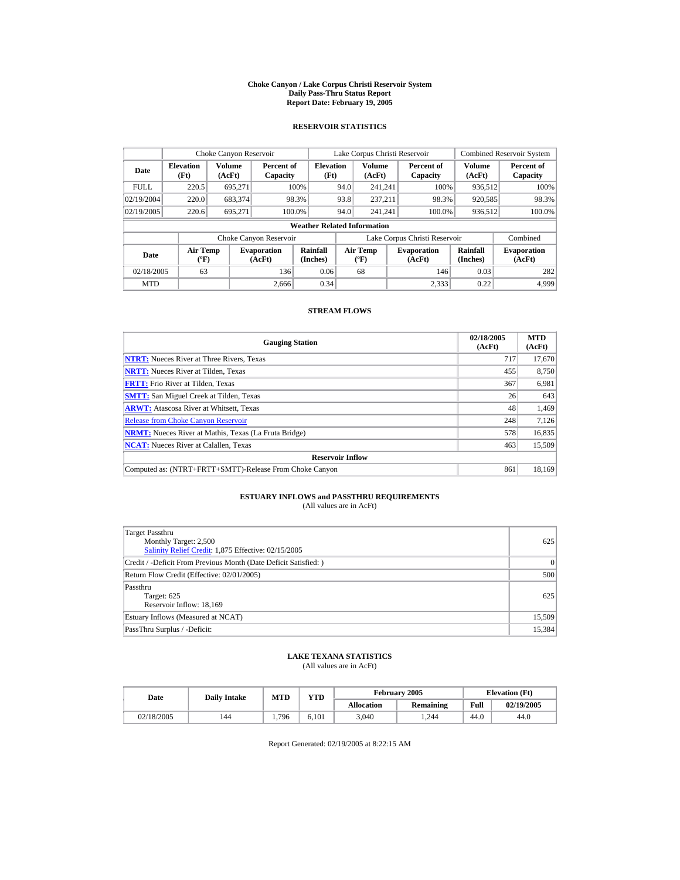# Choke Canyon / Lake Corpus Christi Reservoir System
## Daily Pass-Thru Status Report
## Report Date: February 19, 2005

### RESERVOIR STATISTICS

| Date | Choke Canyon Reservoir | | | Lake Corpus Christi Reservoir | | | Combined Reservoir System | |
|---|---|---|---|---|---|---|---|---|
| | Elevation (Ft) | Volume (AcFt) | Percent of Capacity | Elevation (Ft) | Volume (AcFt) | Percent of Capacity | Volume (AcFt) | Percent of Capacity |
| FULL | 220.5 | 695,271 | 100% | 94.0 | 241,241 | 100% | 936,512 | 100% |
| 02/19/2004 | 220.0 | 683,374 | 98.3% | 93.8 | 237,211 | 98.3% | 920,585 | 98.3% |
| 02/19/2005 | 220.6 | 695,271 | 100.0% | 94.0 | 241,241 | 100.0% | 936,512 | 100.0% |

**Weather Related Information**

| Date | Choke Canyon Reservoir | | | Lake Corpus Christi Reservoir | | | Combined |
|---|---|---|---|---|---|---|---|
| | Air Temp (ºF) | Evaporation (AcFt) | Rainfall (Inches) | Air Temp (ºF) | Evaporation (AcFt) | Rainfall (Inches) | Evaporation (AcFt) |
| 02/18/2005 | 63 | 136 | 0.06 | 68 | 146 | 0.03 | 282 |
| MTD | | 2,666 | 0.34 | | 2,333 | 0.22 | 4,999 |

### STREAM FLOWS

| Gauging Station | 02/18/2005 (AcFt) | MTD (AcFt) |
|---|---|---|
| NTRT: Nueces River at Three Rivers, Texas | 717 | 17,670 |
| NRTT: Nueces River at Tilden, Texas | 455 | 8,750 |
| FRTT: Frio River at Tilden, Texas | 367 | 6,981 |
| SMTT: San Miguel Creek at Tilden, Texas | 26 | 643 |
| ARWT: Atascosa River at Whitsett, Texas | 48 | 1,469 |
| Release from Choke Canyon Reservoir | 248 | 7,126 |
| NRMT: Nueces River at Mathis, Texas (La Fruta Bridge) | 578 | 16,835 |
| NCAT: Nueces River at Calallen, Texas | 463 | 15,509 |
| **Reservoir Inflow** | | |
| Computed as: (NTRT+FRTT+SMTT)-Release From Choke Canyon | 861 | 18,169 |

### ESTUARY INFLOWS and PASSTHRU REQUIREMENTS
(All values are in AcFt)

| | |
|---|---|
| Target Passthru<br>Monthly Target: 2,500<br>Salinity Relief Credit: 1,875 Effective: 02/15/2005 | 625 |
| Credit / -Deficit From Previous Month (Date Deficit Satisfied: ) | 0 |
| Return Flow Credit (Effective: 02/01/2005) | 500 |
| Passthru<br>Target: 625<br>Reservoir Inflow: 18,169 | 625 |
| Estuary Inflows (Measured at NCAT) | 15,509 |
| PassThru Surplus / -Deficit: | 15,384 |

### LAKE TEXANA STATISTICS
(All values are in AcFt)

| Date | Daily Intake | MTD | YTD | February 2005 | | Elevation (Ft) | |
|---|---|---|---|---|---|---|---|
| | | | | Allocation | Remaining | Full | 02/19/2005 |
| 02/18/2005 | 144 | 1,796 | 6,101 | 3,040 | 1,244 | 44.0 | 44.0 |

Report Generated: 02/19/2005 at 8:22:15 AM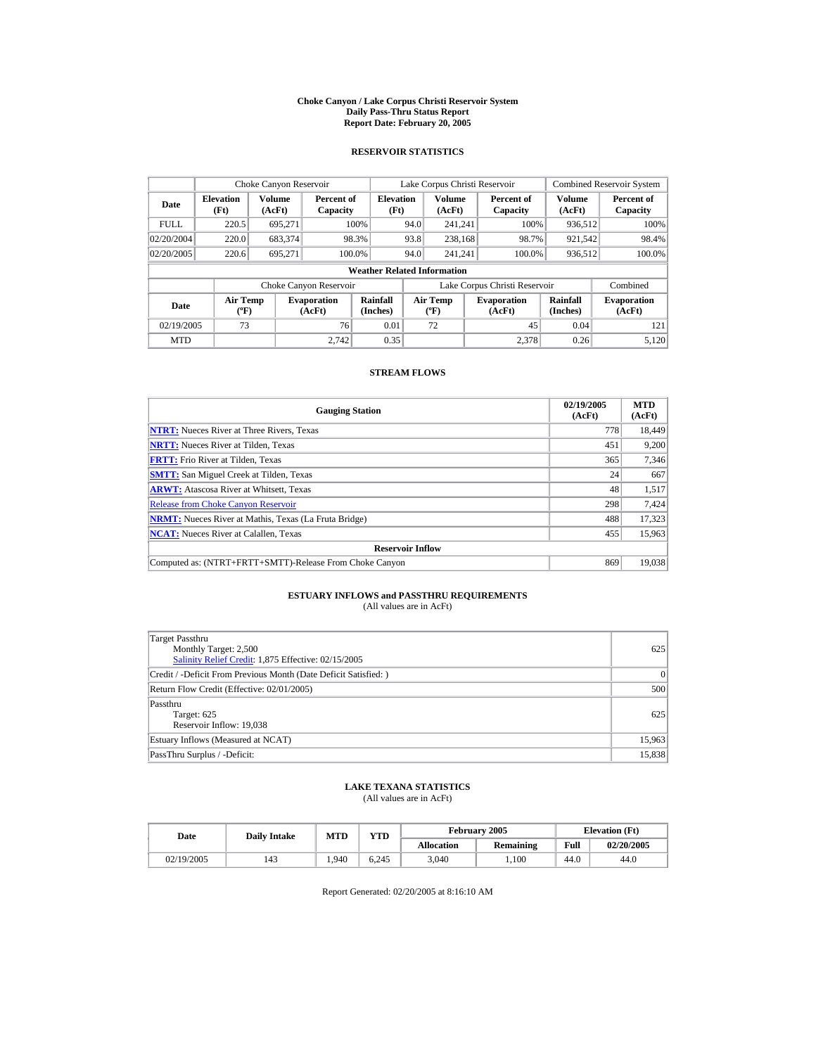# Choke Canyon / Lake Corpus Christi Reservoir System
## Daily Pass-Thru Status Report
## Report Date: February 20, 2005

### RESERVOIR STATISTICS

| Date | Choke Canyon Reservoir | | | Lake Corpus Christi Reservoir | | | Combined Reservoir System | |
|---|---|---|---|---|---|---|---|---|
| | Elevation (Ft) | Volume (AcFt) | Percent of Capacity | Elevation (Ft) | Volume (AcFt) | Percent of Capacity | Volume (AcFt) | Percent of Capacity |
| FULL | 220.5 | 695,271 | 100% | 94.0 | 241,241 | 100% | 936,512 | 100% |
| 02/20/2004 | 220.0 | 683,374 | 98.3% | 93.8 | 238,168 | 98.7% | 921,542 | 98.4% |
| 02/20/2005 | 220.6 | 695,271 | 100.0% | 94.0 | 241,241 | 100.0% | 936,512 | 100.0% |

**Weather Related Information**

| Date | Choke Canyon Reservoir | | | Lake Corpus Christi Reservoir | | | Combined |
|---|---|---|---|---|---|---|---|
| | Air Temp (ºF) | Evaporation (AcFt) | Rainfall (Inches) | Air Temp (ºF) | Evaporation (AcFt) | Rainfall (Inches) | Evaporation (AcFt) |
| 02/19/2005 | 73 | 76 | 0.01 | 72 | 45 | 0.04 | 121 |
| MTD | | 2,742 | 0.35 | | 2,378 | 0.26 | 5,120 |

### STREAM FLOWS

| Gauging Station | 02/19/2005 (AcFt) | MTD (AcFt) |
|---|---|---|
| NTRT: Nueces River at Three Rivers, Texas | 778 | 18,449 |
| NRTT: Nueces River at Tilden, Texas | 451 | 9,200 |
| FRTT: Frio River at Tilden, Texas | 365 | 7,346 |
| SMTT: San Miguel Creek at Tilden, Texas | 24 | 667 |
| ARWT: Atascosa River at Whitsett, Texas | 48 | 1,517 |
| Release from Choke Canyon Reservoir | 298 | 7,424 |
| NRMT: Nueces River at Mathis, Texas (La Fruta Bridge) | 488 | 17,323 |
| NCAT: Nueces River at Calallen, Texas | 455 | 15,963 |
| **Reservoir Inflow** | | |
| Computed as: (NTRT+FRTT+SMTT)-Release From Choke Canyon | 869 | 19,038 |

### ESTUARY INFLOWS and PASSTHRU REQUIREMENTS
(All values are in AcFt)

| | |
|---|---|
| Target Passthru<br>Monthly Target: 2,500<br>Salinity Relief Credit: 1,875 Effective: 02/15/2005 | 625 |
| Credit / -Deficit From Previous Month (Date Deficit Satisfied: ) | 0 |
| Return Flow Credit (Effective: 02/01/2005) | 500 |
| Passthru<br>Target: 625<br>Reservoir Inflow: 19,038 | 625 |
| Estuary Inflows (Measured at NCAT) | 15,963 |
| PassThru Surplus / -Deficit: | 15,838 |

### LAKE TEXANA STATISTICS
(All values are in AcFt)

| Date | Daily Intake | MTD | YTD | February 2005 | | Elevation (Ft) | |
|---|---|---|---|---|---|---|---|
| | | | | Allocation | Remaining | Full | 02/20/2005 |
| 02/19/2005 | 143 | 1,940 | 6,245 | 3,040 | 1,100 | 44.0 | 44.0 |

Report Generated: 02/20/2005 at 8:16:10 AM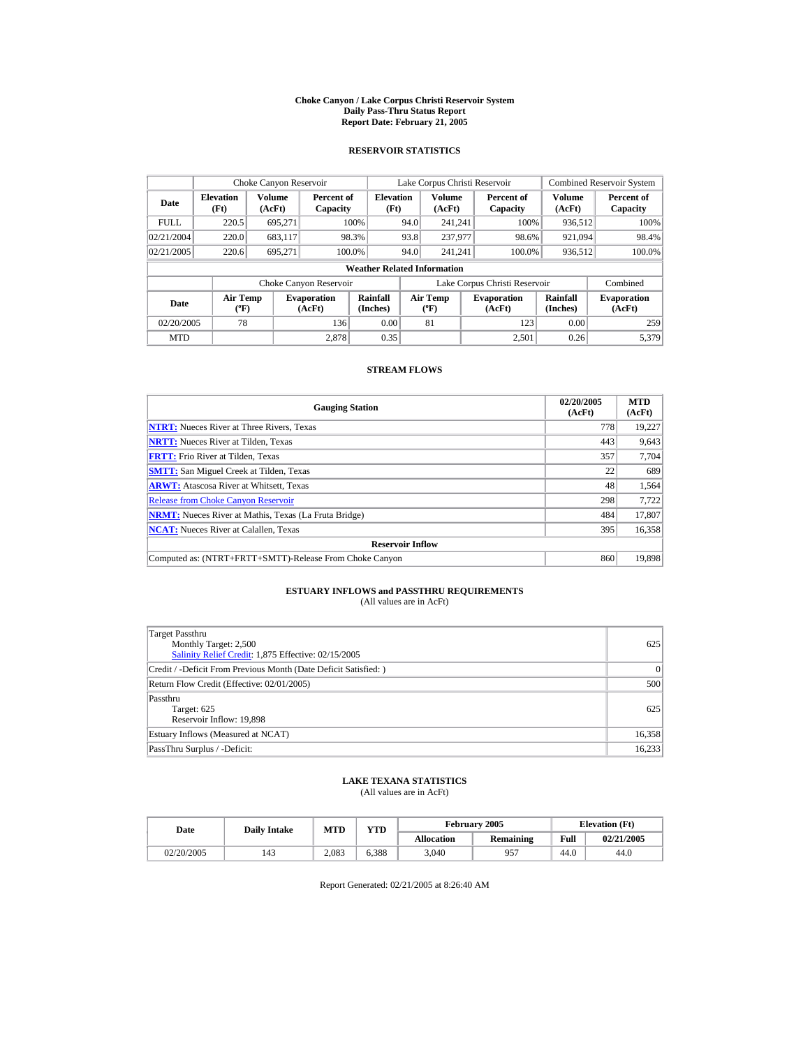# Choke Canyon / Lake Corpus Christi Reservoir System
## Daily Pass-Thru Status Report
### Report Date: February 21, 2005

## RESERVOIR STATISTICS

| Date | Choke Canyon Reservoir | | | Lake Corpus Christi Reservoir | | | Combined Reservoir System | |
|---|---|---|---|---|---|---|---|---|
| | Elevation (Ft) | Volume (AcFt) | Percent of Capacity | Elevation (Ft) | Volume (AcFt) | Percent of Capacity | Volume (AcFt) | Percent of Capacity |
| FULL | 220.5 | 695,271 | 100% | 94.0 | 241,241 | 100% | 936,512 | 100% |
| 02/21/2004 | 220.0 | 683,117 | 98.3% | 93.8 | 237,977 | 98.6% | 921,094 | 98.4% |
| 02/21/2005 | 220.6 | 695,271 | 100.0% | 94.0 | 241,241 | 100.0% | 936,512 | 100.0% |

**Weather Related Information**

| Date | Choke Canyon Reservoir | | | Lake Corpus Christi Reservoir | | | Combined |
|---|---|---|---|---|---|---|---|
| | Air Temp (ºF) | Evaporation (AcFt) | Rainfall (Inches) | Air Temp (ºF) | Evaporation (AcFt) | Rainfall (Inches) | Evaporation (AcFt) |
| 02/20/2005 | 78 | 136 | 0.00 | 81 | 123 | 0.00 | 259 |
| MTD | | 2,878 | 0.35 | | 2,501 | 0.26 | 5,379 |

## STREAM FLOWS

| Gauging Station | 02/20/2005 (AcFt) | MTD (AcFt) |
|---|---|---|
| NTRT: Nueces River at Three Rivers, Texas | 778 | 19,227 |
| NRTT: Nueces River at Tilden, Texas | 443 | 9,643 |
| FRTT: Frio River at Tilden, Texas | 357 | 7,704 |
| SMTT: San Miguel Creek at Tilden, Texas | 22 | 689 |
| ARWT: Atascosa River at Whitsett, Texas | 48 | 1,564 |
| Release from Choke Canyon Reservoir | 298 | 7,722 |
| NRMT: Nueces River at Mathis, Texas (La Fruta Bridge) | 484 | 17,807 |
| NCAT: Nueces River at Calallen, Texas | 395 | 16,358 |
| **Reservoir Inflow** | | |
| Computed as: (NTRT+FRTT+SMTT)-Release From Choke Canyon | 860 | 19,898 |

## ESTUARY INFLOWS and PASSTHRU REQUIREMENTS
(All values are in AcFt)

| | |
|---|---|
| Target Passthru<br>Monthly Target: 2,500<br>Salinity Relief Credit: 1,875 Effective: 02/15/2005 | 625 |
| Credit / -Deficit From Previous Month (Date Deficit Satisfied: ) | 0 |
| Return Flow Credit (Effective: 02/01/2005) | 500 |
| Passthru<br>Target: 625<br>Reservoir Inflow: 19,898 | 625 |
| Estuary Inflows (Measured at NCAT) | 16,358 |
| PassThru Surplus / -Deficit: | 16,233 |

## LAKE TEXANA STATISTICS
(All values are in AcFt)

| Date | Daily Intake | MTD | YTD | February 2005 | | Elevation (Ft) | |
|---|---|---|---|---|---|---|---|
| | | | | Allocation | Remaining | Full | 02/21/2005 |
| 02/20/2005 | 143 | 2,083 | 6,388 | 3,040 | 957 | 44.0 | 44.0 |

Report Generated: 02/21/2005 at 8:26:40 AM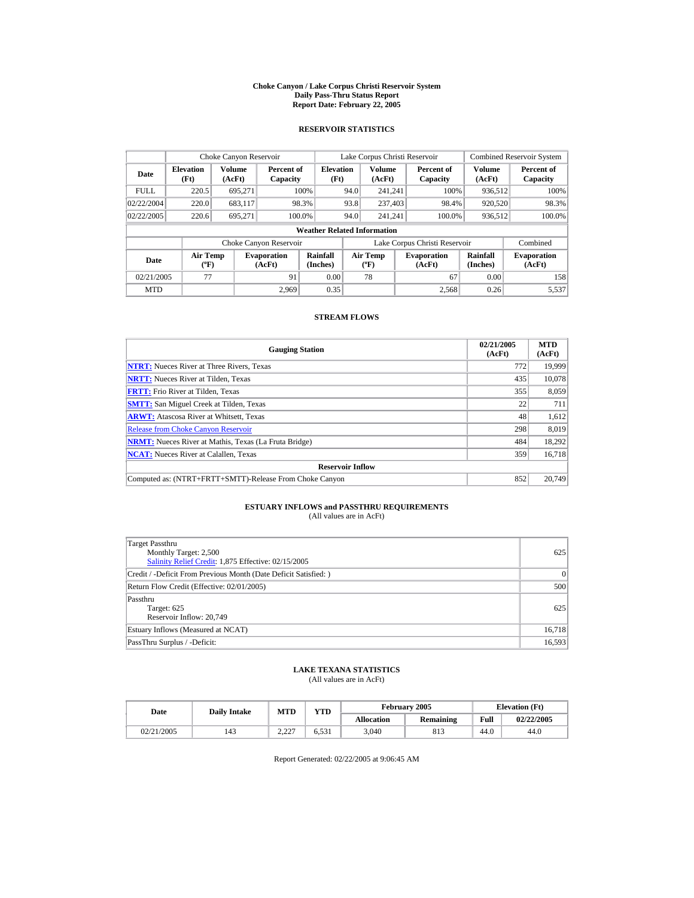# Choke Canyon / Lake Corpus Christi Reservoir System
## Daily Pass-Thru Status Report
## Report Date: February 22, 2005

### RESERVOIR STATISTICS

| Date | Choke Canyon Reservoir | | | Lake Corpus Christi Reservoir | | | Combined Reservoir System | |
|---|---|---|---|---|---|---|---|---|
| | Elevation (Ft) | Volume (AcFt) | Percent of Capacity | Elevation (Ft) | Volume (AcFt) | Percent of Capacity | Volume (AcFt) | Percent of Capacity |
| FULL | 220.5 | 695,271 | 100% | 94.0 | 241,241 | 100% | 936,512 | 100% |
| 02/22/2004 | 220.0 | 683,117 | 98.3% | 93.8 | 237,403 | 98.4% | 920,520 | 98.3% |
| 02/22/2005 | 220.6 | 695,271 | 100.0% | 94.0 | 241,241 | 100.0% | 936,512 | 100.0% |

**Weather Related Information**

| Date | Choke Canyon Reservoir | | | Lake Corpus Christi Reservoir | | | Combined |
|---|---|---|---|---|---|---|---|
| | Air Temp (ºF) | Evaporation (AcFt) | Rainfall (Inches) | Air Temp (ºF) | Evaporation (AcFt) | Rainfall (Inches) | Evaporation (AcFt) |
| 02/21/2005 | 77 | 91 | 0.00 | 78 | 67 | 0.00 | 158 |
| MTD | | 2,969 | 0.35 | | 2,568 | 0.26 | 5,537 |

### STREAM FLOWS

| Gauging Station | 02/21/2005 (AcFt) | MTD (AcFt) |
|---|---|---|
| NTRT: Nueces River at Three Rivers, Texas | 772 | 19,999 |
| NRTT: Nueces River at Tilden, Texas | 435 | 10,078 |
| FRTT: Frio River at Tilden, Texas | 355 | 8,059 |
| SMTT: San Miguel Creek at Tilden, Texas | 22 | 711 |
| ARWT: Atascosa River at Whitsett, Texas | 48 | 1,612 |
| Release from Choke Canyon Reservoir | 298 | 8,019 |
| NRMT: Nueces River at Mathis, Texas (La Fruta Bridge) | 484 | 18,292 |
| NCAT: Nueces River at Calallen, Texas | 359 | 16,718 |
| **Reservoir Inflow** | | |
| Computed as: (NTRT+FRTT+SMTT)-Release From Choke Canyon | 852 | 20,749 |

### ESTUARY INFLOWS and PASSTHRU REQUIREMENTS
(All values are in AcFt)

| | |
|---|---|
| Target Passthru<br>Monthly Target: 2,500<br>Salinity Relief Credit: 1,875 Effective: 02/15/2005 | 625 |
| Credit / -Deficit From Previous Month (Date Deficit Satisfied: ) | 0 |
| Return Flow Credit (Effective: 02/01/2005) | 500 |
| Passthru<br>Target: 625<br>Reservoir Inflow: 20,749 | 625 |
| Estuary Inflows (Measured at NCAT) | 16,718 |
| PassThru Surplus / -Deficit: | 16,593 |

### LAKE TEXANA STATISTICS
(All values are in AcFt)

| Date | Daily Intake | MTD | YTD | February 2005 | | Elevation (Ft) | |
|---|---|---|---|---|---|---|---|
| | | | | Allocation | Remaining | Full | 02/22/2005 |
| 02/21/2005 | 143 | 2,227 | 6,531 | 3,040 | 813 | 44.0 | 44.0 |

Report Generated: 02/22/2005 at 9:06:45 AM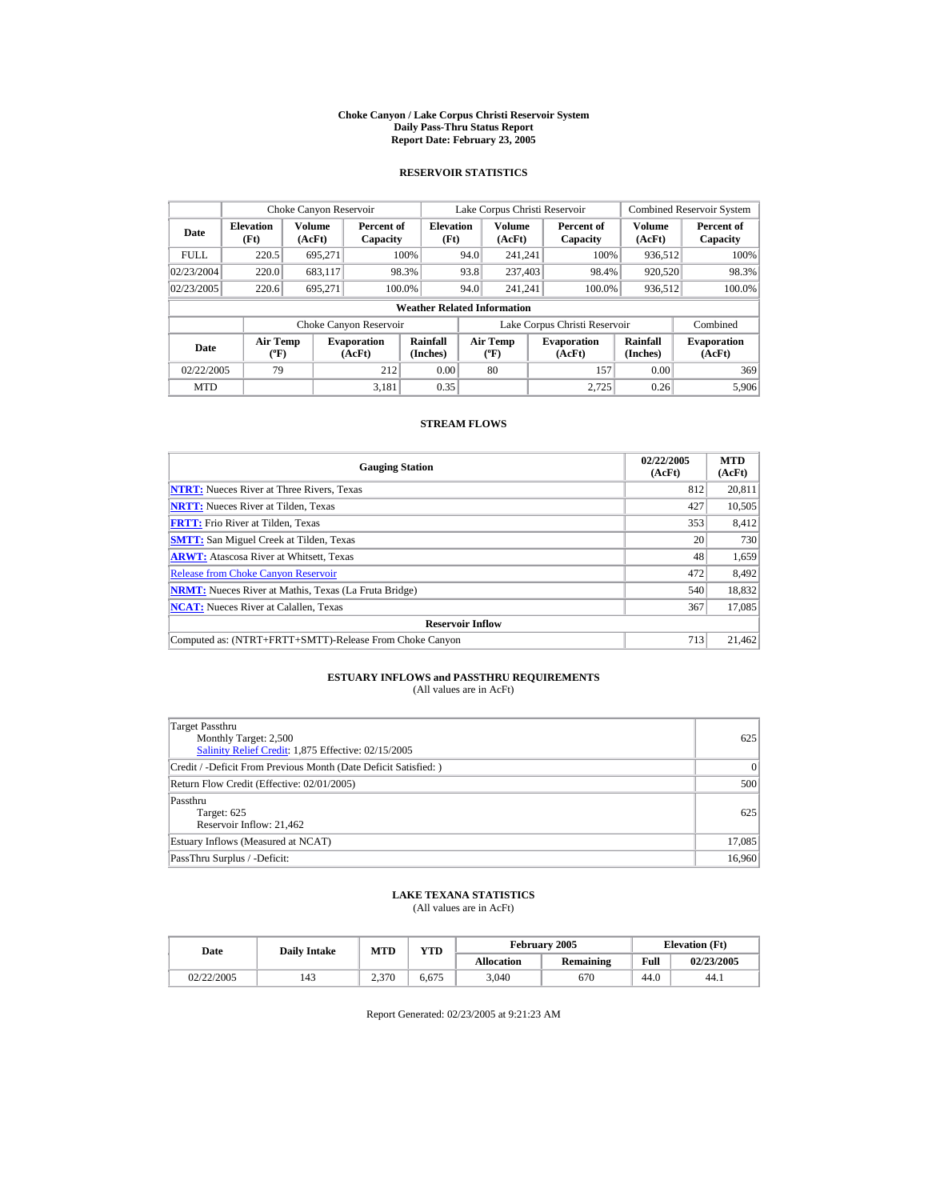# Choke Canyon / Lake Corpus Christi Reservoir System
## Daily Pass-Thru Status Report
## Report Date: February 23, 2005

### RESERVOIR STATISTICS

| | Choke Canyon Reservoir | | | Lake Corpus Christi Reservoir | | | Combined Reservoir System | |
|---|---|---|---|---|---|---|---|---|
| Date | Elevation (Ft) | Volume (AcFt) | Percent of Capacity | Elevation (Ft) | Volume (AcFt) | Percent of Capacity | Volume (AcFt) | Percent of Capacity |
| FULL | 220.5 | 695,271 | 100% | 94.0 | 241,241 | 100% | 936,512 | 100% |
| 02/23/2004 | 220.0 | 683,117 | 98.3% | 93.8 | 237,403 | 98.4% | 920,520 | 98.3% |
| 02/23/2005 | 220.6 | 695,271 | 100.0% | 94.0 | 241,241 | 100.0% | 936,512 | 100.0% |

**Weather Related Information**

| | Choke Canyon Reservoir | | | Lake Corpus Christi Reservoir | | | Combined |
|---|---|---|---|---|---|---|---|
| Date | Air Temp (ºF) | Evaporation (AcFt) | Rainfall (Inches) | Air Temp (ºF) | Evaporation (AcFt) | Rainfall (Inches) | Evaporation (AcFt) |
| 02/22/2005 | 79 | 212 | 0.00 | 80 | 157 | 0.00 | 369 |
| MTD | | 3,181 | 0.35 | | 2,725 | 0.26 | 5,906 |

### STREAM FLOWS

| Gauging Station | 02/22/2005 (AcFt) | MTD (AcFt) |
|---|---|---|
| NTRT: Nueces River at Three Rivers, Texas | 812 | 20,811 |
| NRTT: Nueces River at Tilden, Texas | 427 | 10,505 |
| FRTT: Frio River at Tilden, Texas | 353 | 8,412 |
| SMTT: San Miguel Creek at Tilden, Texas | 20 | 730 |
| ARWT: Atascosa River at Whitsett, Texas | 48 | 1,659 |
| Release from Choke Canyon Reservoir | 472 | 8,492 |
| NRMT: Nueces River at Mathis, Texas (La Fruta Bridge) | 540 | 18,832 |
| NCAT: Nueces River at Calallen, Texas | 367 | 17,085 |
| **Reservoir Inflow** | | |
| Computed as: (NTRT+FRTT+SMTT)-Release From Choke Canyon | 713 | 21,462 |

### ESTUARY INFLOWS and PASSTHRU REQUIREMENTS
(All values are in AcFt)

| | |
|---|---|
| Target Passthru<br>Monthly Target: 2,500<br>Salinity Relief Credit: 1,875 Effective: 02/15/2005 | 625 |
| Credit / -Deficit From Previous Month (Date Deficit Satisfied: ) | 0 |
| Return Flow Credit (Effective: 02/01/2005) | 500 |
| Passthru<br>Target: 625<br>Reservoir Inflow: 21,462 | 625 |
| Estuary Inflows (Measured at NCAT) | 17,085 |
| PassThru Surplus / -Deficit: | 16,960 |

### LAKE TEXANA STATISTICS
(All values are in AcFt)

| Date | Daily Intake | MTD | YTD | February 2005 | | Elevation (Ft) | |
|---|---|---|---|---|---|---|---|
| | | | | Allocation | Remaining | Full | 02/23/2005 |
| 02/22/2005 | 143 | 2,370 | 6,675 | 3,040 | 670 | 44.0 | 44.1 |

Report Generated: 02/23/2005 at 9:21:23 AM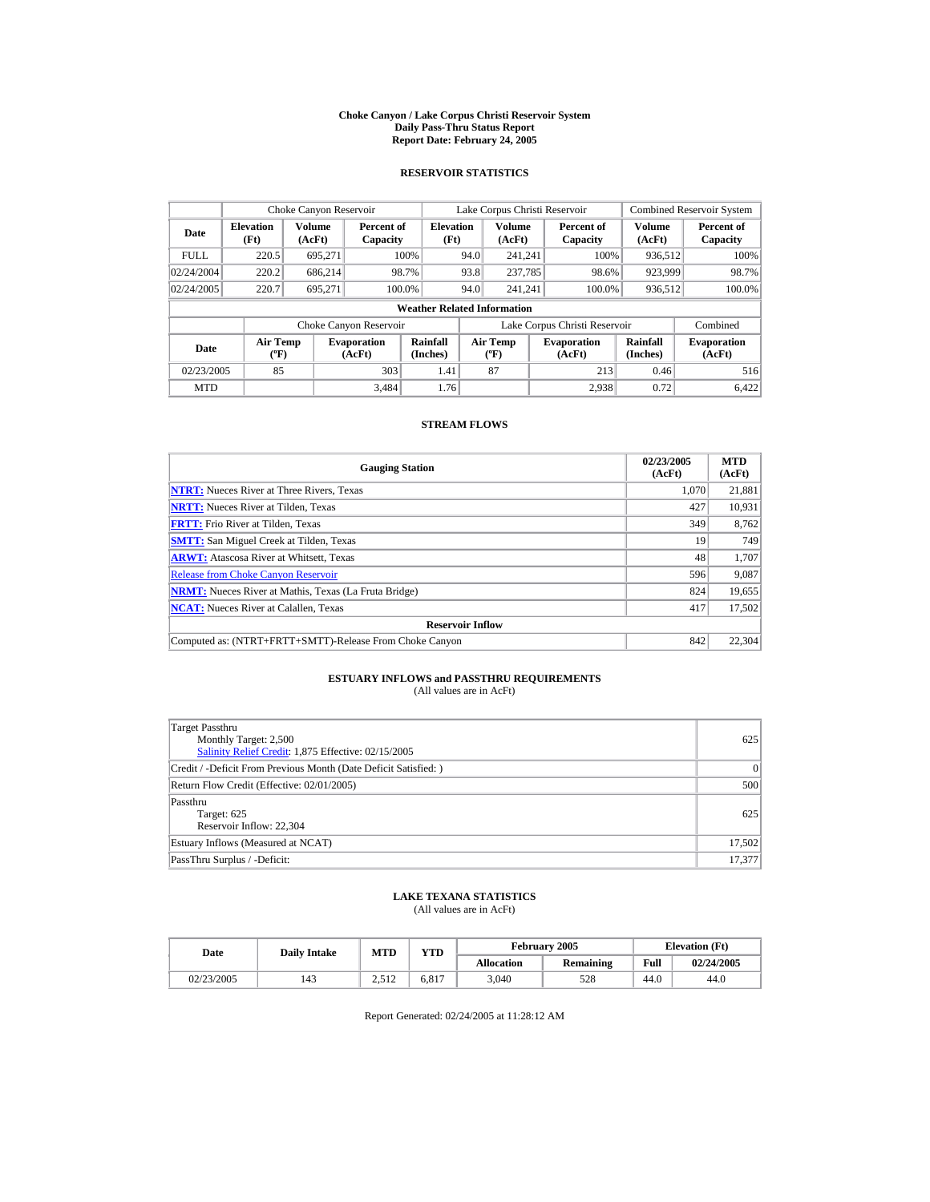# Choke Canyon / Lake Corpus Christi Reservoir System
## Daily Pass-Thru Status Report
## Report Date: February 24, 2005

### RESERVOIR STATISTICS

| | Choke Canyon Reservoir | | | Lake Corpus Christi Reservoir | | | Combined Reservoir System | |
|---|---|---|---|---|---|---|---|---|
| Date | Elevation (Ft) | Volume (AcFt) | Percent of Capacity | Elevation (Ft) | Volume (AcFt) | Percent of Capacity | Volume (AcFt) | Percent of Capacity |
| FULL | 220.5 | 695,271 | 100% | 94.0 | 241,241 | 100% | 936,512 | 100% |
| 02/24/2004 | 220.2 | 686,214 | 98.7% | 93.8 | 237,785 | 98.6% | 923,999 | 98.7% |
| 02/24/2005 | 220.7 | 695,271 | 100.0% | 94.0 | 241,241 | 100.0% | 936,512 | 100.0% |

**Weather Related Information**

| | Choke Canyon Reservoir | | | Lake Corpus Christi Reservoir | | | Combined |
|---|---|---|---|---|---|---|---|
| Date | Air Temp (ºF) | Evaporation (AcFt) | Rainfall (Inches) | Air Temp (ºF) | Evaporation (AcFt) | Rainfall (Inches) | Evaporation (AcFt) |
| 02/23/2005 | 85 | 303 | 1.41 | 87 | 213 | 0.46 | 516 |
| MTD | | 3,484 | 1.76 | | 2,938 | 0.72 | 6,422 |

### STREAM FLOWS

| Gauging Station | 02/23/2005 (AcFt) | MTD (AcFt) |
|---|---|---|
| **NTRT:** Nueces River at Three Rivers, Texas | 1,070 | 21,881 |
| **NRTT:** Nueces River at Tilden, Texas | 427 | 10,931 |
| **FRTT:** Frio River at Tilden, Texas | 349 | 8,762 |
| **SMTT:** San Miguel Creek at Tilden, Texas | 19 | 749 |
| **ARWT:** Atascosa River at Whitsett, Texas | 48 | 1,707 |
| Release from Choke Canyon Reservoir | 596 | 9,087 |
| **NRMT:** Nueces River at Mathis, Texas (La Fruta Bridge) | 824 | 19,655 |
| **NCAT:** Nueces River at Calallen, Texas | 417 | 17,502 |
| **Reservoir Inflow** | | |
| Computed as: (NTRT+FRTT+SMTT)-Release From Choke Canyon | 842 | 22,304 |

### ESTUARY INFLOWS and PASSTHRU REQUIREMENTS
(All values are in AcFt)

| | |
|---|---|
| Target Passthru<br>Monthly Target: 2,500<br>Salinity Relief Credit: 1,875 Effective: 02/15/2005 | 625 |
| Credit / -Deficit From Previous Month (Date Deficit Satisfied: ) | 0 |
| Return Flow Credit (Effective: 02/01/2005) | 500 |
| Passthru<br>Target: 625<br>Reservoir Inflow: 22,304 | 625 |
| Estuary Inflows (Measured at NCAT) | 17,502 |
| PassThru Surplus / -Deficit: | 17,377 |

### LAKE TEXANA STATISTICS
(All values are in AcFt)

| Date | Daily Intake | MTD | YTD | February 2005 | | Elevation (Ft) | |
|---|---|---|---|---|---|---|---|
| | | | | Allocation | Remaining | Full | 02/24/2005 |
| 02/23/2005 | 143 | 2,512 | 6,817 | 3,040 | 528 | 44.0 | 44.0 |

Report Generated: 02/24/2005 at 11:28:12 AM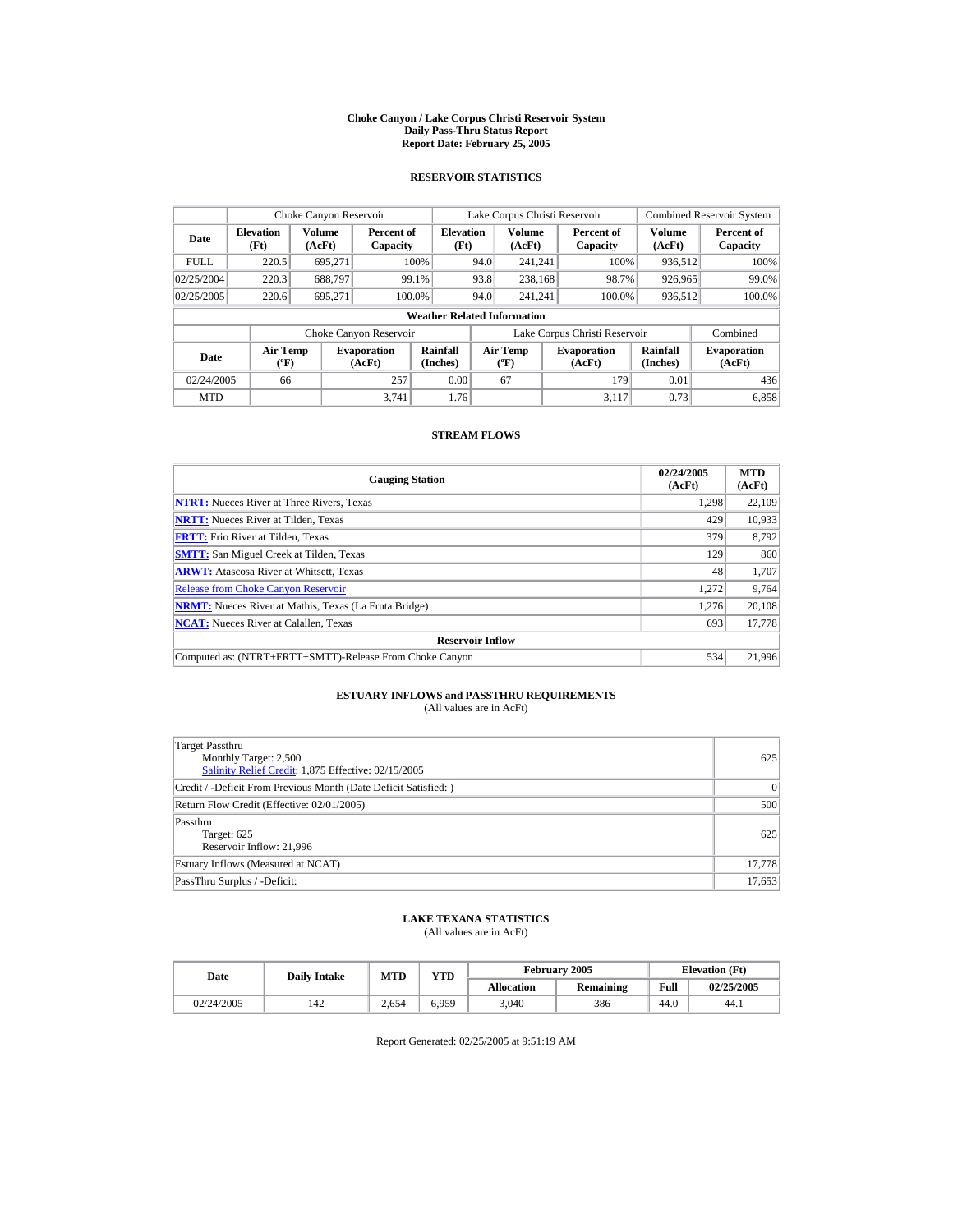# Choke Canyon / Lake Corpus Christi Reservoir System
## Daily Pass-Thru Status Report
### Report Date: February 25, 2005

## RESERVOIR STATISTICS

| Date | Choke Canyon Reservoir | | | Lake Corpus Christi Reservoir | | | Combined Reservoir System | |
|---|---|---|---|---|---|---|---|---|
| | Elevation (Ft) | Volume (AcFt) | Percent of Capacity | Elevation (Ft) | Volume (AcFt) | Percent of Capacity | Volume (AcFt) | Percent of Capacity |
| FULL | 220.5 | 695,271 | 100% | 94.0 | 241,241 | 100% | 936,512 | 100% |
| 02/25/2004 | 220.3 | 688,797 | 99.1% | 93.8 | 238,168 | 98.7% | 926,965 | 99.0% |
| 02/25/2005 | 220.6 | 695,271 | 100.0% | 94.0 | 241,241 | 100.0% | 936,512 | 100.0% |

**Weather Related Information**

| Date | Choke Canyon Reservoir | | | Lake Corpus Christi Reservoir | | | Combined |
|---|---|---|---|---|---|---|---|
| | Air Temp (ºF) | Evaporation (AcFt) | Rainfall (Inches) | Air Temp (ºF) | Evaporation (AcFt) | Rainfall (Inches) | Evaporation (AcFt) |
| 02/24/2005 | 66 | 257 | 0.00 | 67 | 179 | 0.01 | 436 |
| MTD | | 3,741 | 1.76 | | 3,117 | 0.73 | 6,858 |

## STREAM FLOWS

| Gauging Station | 02/24/2005 (AcFt) | MTD (AcFt) |
|---|---|---|
| NTRT: Nueces River at Three Rivers, Texas | 1,298 | 22,109 |
| NRTT: Nueces River at Tilden, Texas | 429 | 10,933 |
| FRTT: Frio River at Tilden, Texas | 379 | 8,792 |
| SMTT: San Miguel Creek at Tilden, Texas | 129 | 860 |
| ARWT: Atascosa River at Whitsett, Texas | 48 | 1,707 |
| Release from Choke Canyon Reservoir | 1,272 | 9,764 |
| NRMT: Nueces River at Mathis, Texas (La Fruta Bridge) | 1,276 | 20,108 |
| NCAT: Nueces River at Calallen, Texas | 693 | 17,778 |
| **Reservoir Inflow** | | |
| Computed as: (NTRT+FRTT+SMTT)-Release From Choke Canyon | 534 | 21,996 |

## ESTUARY INFLOWS and PASSTHRU REQUIREMENTS
(All values are in AcFt)

| Description | Value |
|---|---|
| Target Passthru<br>Monthly Target: 2,500<br>Salinity Relief Credit: 1,875 Effective: 02/15/2005 | 625 |
| Credit / -Deficit From Previous Month (Date Deficit Satisfied: ) | 0 |
| Return Flow Credit (Effective: 02/01/2005) | 500 |
| Passthru<br>Target: 625<br>Reservoir Inflow: 21,996 | 625 |
| Estuary Inflows (Measured at NCAT) | 17,778 |
| PassThru Surplus / -Deficit: | 17,653 |

## LAKE TEXANA STATISTICS
(All values are in AcFt)

| Date | Daily Intake | MTD | YTD | February 2005 | | Elevation (Ft) | |
|---|---|---|---|---|---|---|---|
| | | | | Allocation | Remaining | Full | 02/25/2005 |
| 02/24/2005 | 142 | 2,654 | 6,959 | 3,040 | 386 | 44.0 | 44.1 |

Report Generated: 02/25/2005 at 9:51:19 AM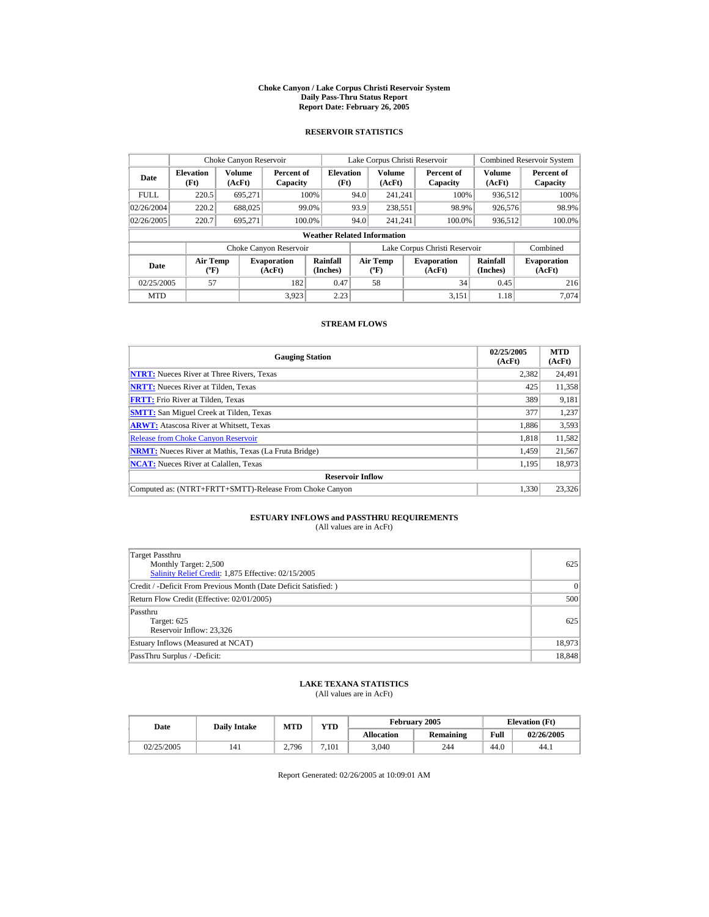# Choke Canyon / Lake Corpus Christi Reservoir System
## Daily Pass-Thru Status Report
## Report Date: February 26, 2005

### RESERVOIR STATISTICS

| Date | Choke Canyon Reservoir | | | Lake Corpus Christi Reservoir | | | Combined Reservoir System | |
|---|---|---|---|---|---|---|---|---|
| | Elevation (Ft) | Volume (AcFt) | Percent of Capacity | Elevation (Ft) | Volume (AcFt) | Percent of Capacity | Volume (AcFt) | Percent of Capacity |
| FULL | 220.5 | 695,271 | 100% | 94.0 | 241,241 | 100% | 936,512 | 100% |
| 02/26/2004 | 220.2 | 688,025 | 99.0% | 93.9 | 238,551 | 98.9% | 926,576 | 98.9% |
| 02/26/2005 | 220.7 | 695,271 | 100.0% | 94.0 | 241,241 | 100.0% | 936,512 | 100.0% |

**Weather Related Information**

| Date | Choke Canyon Reservoir | | | Lake Corpus Christi Reservoir | | | Combined |
|---|---|---|---|---|---|---|---|
| | Air Temp (ºF) | Evaporation (AcFt) | Rainfall (Inches) | Air Temp (ºF) | Evaporation (AcFt) | Rainfall (Inches) | Evaporation (AcFt) |
| 02/25/2005 | 57 | 182 | 0.47 | 58 | 34 | 0.45 | 216 |
| MTD | | 3,923 | 2.23 | | 3,151 | 1.18 | 7,074 |

### STREAM FLOWS

| Gauging Station | 02/25/2005 (AcFt) | MTD (AcFt) |
|---|---|---|
| NTRT: Nueces River at Three Rivers, Texas | 2,382 | 24,491 |
| NRTT: Nueces River at Tilden, Texas | 425 | 11,358 |
| FRTT: Frio River at Tilden, Texas | 389 | 9,181 |
| SMTT: San Miguel Creek at Tilden, Texas | 377 | 1,237 |
| ARWT: Atascosa River at Whitsett, Texas | 1,886 | 3,593 |
| Release from Choke Canyon Reservoir | 1,818 | 11,582 |
| NRMT: Nueces River at Mathis, Texas (La Fruta Bridge) | 1,459 | 21,567 |
| NCAT: Nueces River at Calallen, Texas | 1,195 | 18,973 |
| **Reservoir Inflow** | | |
| Computed as: (NTRT+FRTT+SMTT)-Release From Choke Canyon | 1,330 | 23,326 |

### ESTUARY INFLOWS and PASSTHRU REQUIREMENTS
(All values are in AcFt)

| | |
|---|---|
| Target Passthru<br>Monthly Target: 2,500<br>Salinity Relief Credit: 1,875 Effective: 02/15/2005 | 625 |
| Credit / -Deficit From Previous Month (Date Deficit Satisfied: ) | 0 |
| Return Flow Credit (Effective: 02/01/2005) | 500 |
| Passthru<br>Target: 625<br>Reservoir Inflow: 23,326 | 625 |
| Estuary Inflows (Measured at NCAT) | 18,973 |
| PassThru Surplus / -Deficit: | 18,848 |

### LAKE TEXANA STATISTICS
(All values are in AcFt)

| Date | Daily Intake | MTD | YTD | February 2005 | | Elevation (Ft) | |
|---|---|---|---|---|---|---|---|
| | | | | Allocation | Remaining | Full | 02/26/2005 |
| 02/25/2005 | 141 | 2,796 | 7,101 | 3,040 | 244 | 44.0 | 44.1 |

Report Generated: 02/26/2005 at 10:09:01 AM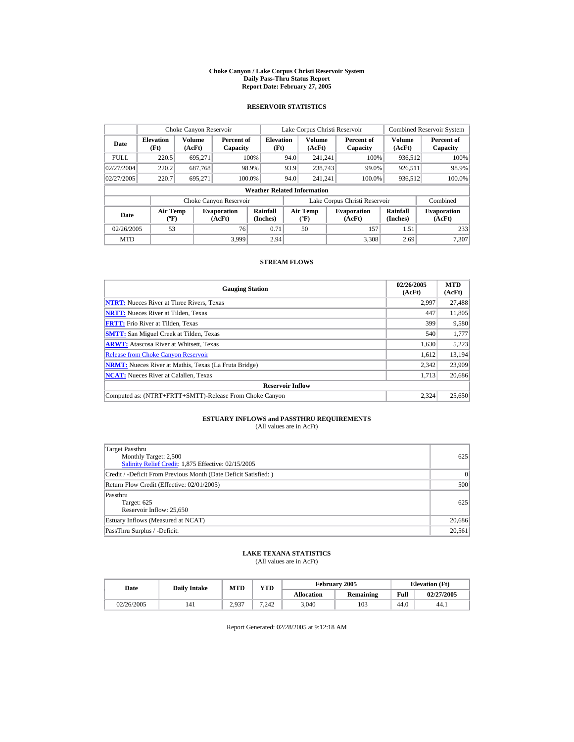# Choke Canyon / Lake Corpus Christi Reservoir System
## Daily Pass-Thru Status Report
### Report Date: February 27, 2005

## RESERVOIR STATISTICS

| | Choke Canyon Reservoir | | | Lake Corpus Christi Reservoir | | | Combined Reservoir System | |
|---|---|---|---|---|---|---|---|---|
| Date | Elevation (Ft) | Volume (AcFt) | Percent of Capacity | Elevation (Ft) | Volume (AcFt) | Percent of Capacity | Volume (AcFt) | Percent of Capacity |
| FULL | 220.5 | 695,271 | 100% | 94.0 | 241,241 | 100% | 936,512 | 100% |
| 02/27/2004 | 220.2 | 687,768 | 98.9% | 93.9 | 238,743 | 99.0% | 926,511 | 98.9% |
| 02/27/2005 | 220.7 | 695,271 | 100.0% | 94.0 | 241,241 | 100.0% | 936,512 | 100.0% |

**Weather Related Information**

| | Choke Canyon Reservoir | | | Lake Corpus Christi Reservoir | | | Combined |
|---|---|---|---|---|---|---|---|
| Date | Air Temp (ºF) | Evaporation (AcFt) | Rainfall (Inches) | Air Temp (ºF) | Evaporation (AcFt) | Rainfall (Inches) | Evaporation (AcFt) |
| 02/26/2005 | 53 | 76 | 0.71 | 50 | 157 | 1.51 | 233 |
| MTD | | 3,999 | 2.94 | | 3,308 | 2.69 | 7,307 |

## STREAM FLOWS

| Gauging Station | 02/26/2005 (AcFt) | MTD (AcFt) |
|---|---|---|
| **NTRT:** Nueces River at Three Rivers, Texas | 2,997 | 27,488 |
| **NRTT:** Nueces River at Tilden, Texas | 447 | 11,805 |
| **FRTT:** Frio River at Tilden, Texas | 399 | 9,580 |
| **SMTT:** San Miguel Creek at Tilden, Texas | 540 | 1,777 |
| **ARWT:** Atascosa River at Whitsett, Texas | 1,630 | 5,223 |
| Release from Choke Canyon Reservoir | 1,612 | 13,194 |
| **NRMT:** Nueces River at Mathis, Texas (La Fruta Bridge) | 2,342 | 23,909 |
| **NCAT:** Nueces River at Calallen, Texas | 1,713 | 20,686 |
| **Reservoir Inflow** | | |
| Computed as: (NTRT+FRTT+SMTT)-Release From Choke Canyon | 2,324 | 25,650 |

## ESTUARY INFLOWS and PASSTHRU REQUIREMENTS
(All values are in AcFt)

| | |
|---|---|
| Target Passthru<br>Monthly Target: 2,500<br>Salinity Relief Credit: 1,875 Effective: 02/15/2005 | 625 |
| Credit / -Deficit From Previous Month (Date Deficit Satisfied: ) | 0 |
| Return Flow Credit (Effective: 02/01/2005) | 500 |
| Passthru<br>Target: 625<br>Reservoir Inflow: 25,650 | 625 |
| Estuary Inflows (Measured at NCAT) | 20,686 |
| PassThru Surplus / -Deficit: | 20,561 |

## LAKE TEXANA STATISTICS
(All values are in AcFt)

| Date | Daily Intake | MTD | YTD | February 2005 | | Elevation (Ft) | |
|---|---|---|---|---|---|---|---|
| | | | | Allocation | Remaining | Full | 02/27/2005 |
| 02/26/2005 | 141 | 2,937 | 7,242 | 3,040 | 103 | 44.0 | 44.1 |

Report Generated: 02/28/2005 at 9:12:18 AM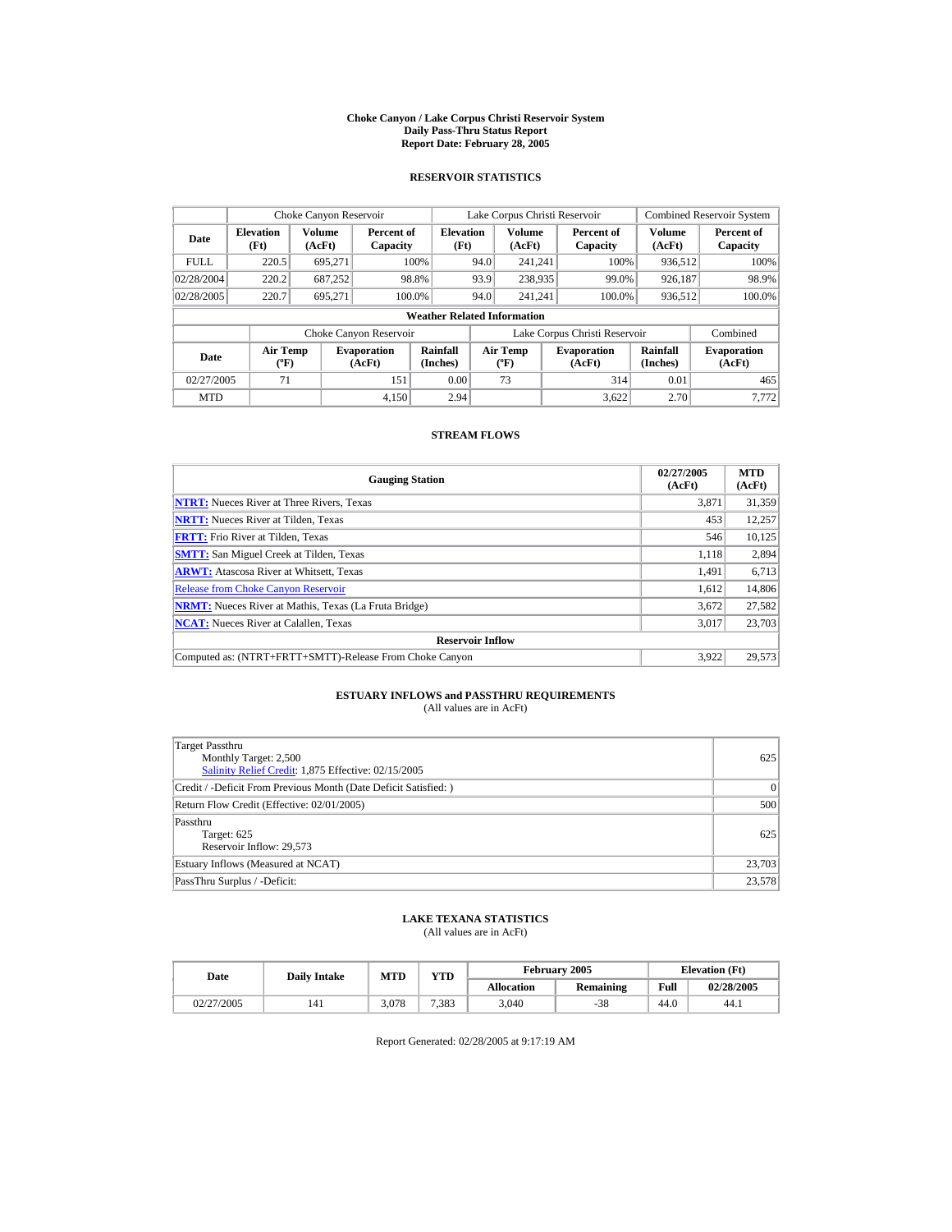# Choke Canyon / Lake Corpus Christi Reservoir System
## Daily Pass-Thru Status Report
## Report Date: February 28, 2005

### RESERVOIR STATISTICS

| | Choke Canyon Reservoir | | | Lake Corpus Christi Reservoir | | | Combined Reservoir System | |
|---|---|---|---|---|---|---|---|---|
| Date | Elevation (Ft) | Volume (AcFt) | Percent of Capacity | Elevation (Ft) | Volume (AcFt) | Percent of Capacity | Volume (AcFt) | Percent of Capacity |
| FULL | 220.5 | 695,271 | 100% | 94.0 | 241,241 | 100% | 936,512 | 100% |
| 02/28/2004 | 220.2 | 687,252 | 98.8% | 93.9 | 238,935 | 99.0% | 926,187 | 98.9% |
| 02/28/2005 | 220.7 | 695,271 | 100.0% | 94.0 | 241,241 | 100.0% | 936,512 | 100.0% |

**Weather Related Information**

| | Choke Canyon Reservoir | | | Lake Corpus Christi Reservoir | | | Combined |
|---|---|---|---|---|---|---|---|
| Date | Air Temp (ºF) | Evaporation (AcFt) | Rainfall (Inches) | Air Temp (ºF) | Evaporation (AcFt) | Rainfall (Inches) | Evaporation (AcFt) |
| 02/27/2005 | 71 | 151 | 0.00 | 73 | 314 | 0.01 | 465 |
| MTD | | 4,150 | 2.94 | | 3,622 | 2.70 | 7,772 |

### STREAM FLOWS

| Gauging Station | 02/27/2005 (AcFt) | MTD (AcFt) |
|---|---|---|
| **NTRT:** Nueces River at Three Rivers, Texas | 3,871 | 31,359 |
| **NRTT:** Nueces River at Tilden, Texas | 453 | 12,257 |
| **FRTT:** Frio River at Tilden, Texas | 546 | 10,125 |
| **SMTT:** San Miguel Creek at Tilden, Texas | 1,118 | 2,894 |
| **ARWT:** Atascosa River at Whitsett, Texas | 1,491 | 6,713 |
| Release from Choke Canyon Reservoir | 1,612 | 14,806 |
| **NRMT:** Nueces River at Mathis, Texas (La Fruta Bridge) | 3,672 | 27,582 |
| **NCAT:** Nueces River at Calallen, Texas | 3,017 | 23,703 |
| **Reservoir Inflow** | | |
| Computed as: (NTRT+FRTT+SMTT)-Release From Choke Canyon | 3,922 | 29,573 |

### ESTUARY INFLOWS and PASSTHRU REQUIREMENTS
(All values are in AcFt)

| | |
|---|---|
| Target Passthru<br>Monthly Target: 2,500<br>Salinity Relief Credit: 1,875 Effective: 02/15/2005 | 625 |
| Credit / -Deficit From Previous Month (Date Deficit Satisfied: ) | 0 |
| Return Flow Credit (Effective: 02/01/2005) | 500 |
| Passthru<br>Target: 625<br>Reservoir Inflow: 29,573 | 625 |
| Estuary Inflows (Measured at NCAT) | 23,703 |
| PassThru Surplus / -Deficit: | 23,578 |

### LAKE TEXANA STATISTICS
(All values are in AcFt)

| Date | Daily Intake | MTD | YTD | February 2005 | | Elevation (Ft) | |
|---|---|---|---|---|---|---|---|
| | | | | Allocation | Remaining | Full | 02/28/2005 |
| 02/27/2005 | 141 | 3,078 | 7,383 | 3,040 | -38 | 44.0 | 44.1 |

Report Generated: 02/28/2005 at 9:17:19 AM